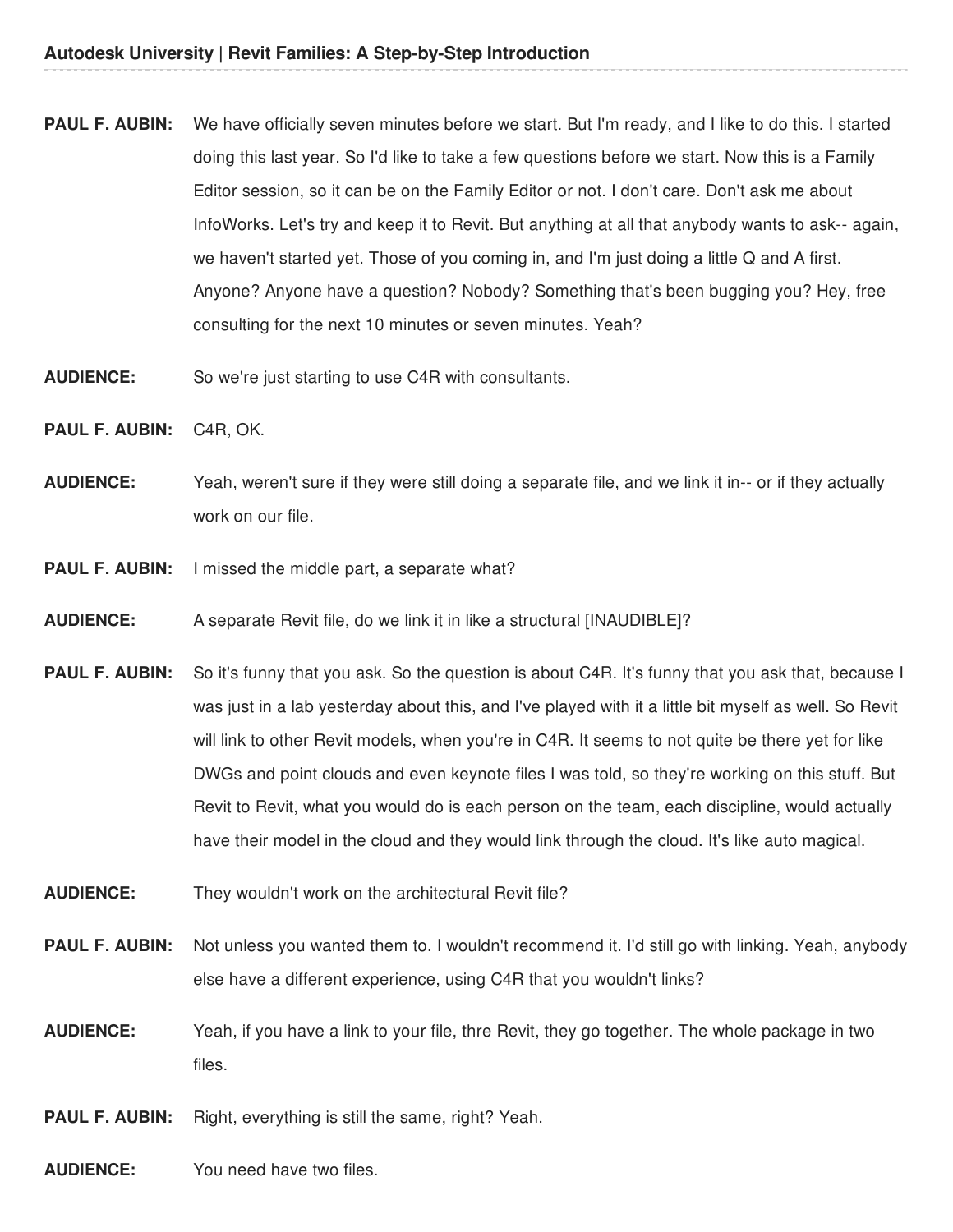**PAUL F. AUBIN:** We have officially seven minutes before we start. But I'm ready, and I like to do this. I started doing this last year. So I'd like to take a few questions before we start. Now this is a Family Editor session, so it can be on the Family Editor or not. I don't care. Don't ask me about InfoWorks. Let's try and keep it to Revit. But anything at all that anybody wants to ask-- again, we haven't started yet. Those of you coming in, and I'm just doing a little Q and A first. Anyone? Anyone have a question? Nobody? Something that's been bugging you? Hey, free consulting for the next 10 minutes or seven minutes. Yeah?

**AUDIENCE:** So we're just starting to use C4R with consultants.

**PAUL F. AUBIN:** C4R, OK.

**AUDIENCE:** Yeah, weren't sure if they were still doing a separate file, and we link it in-- or if they actually work on our file.

**PAUL F. AUBIN:** I missed the middle part, a separate what?

**AUDIENCE:** A separate Revit file, do we link it in like a structural [INAUDIBLE]?

**PAUL F. AUBIN:** So it's funny that you ask. So the question is about C4R. It's funny that you ask that, because I was just in a lab yesterday about this, and I've played with it a little bit myself as well. So Revit will link to other Revit models, when you're in C4R. It seems to not quite be there yet for like DWGs and point clouds and even keynote files I was told, so they're working on this stuff. But Revit to Revit, what you would do is each person on the team, each discipline, would actually have their model in the cloud and they would link through the cloud. It's like auto magical.

**AUDIENCE:** They wouldn't work on the architectural Revit file?

**PAUL F. AUBIN:** Not unless you wanted them to. I wouldn't recommend it. I'd still go with linking. Yeah, anybody else have a different experience, using C4R that you wouldn't links?

**AUDIENCE:** Yeah, if you have a link to your file, thre Revit, they go together. The whole package in two files.

**PAUL F. AUBIN:** Right, everything is still the same, right? Yeah.

**AUDIENCE:** You need have two files.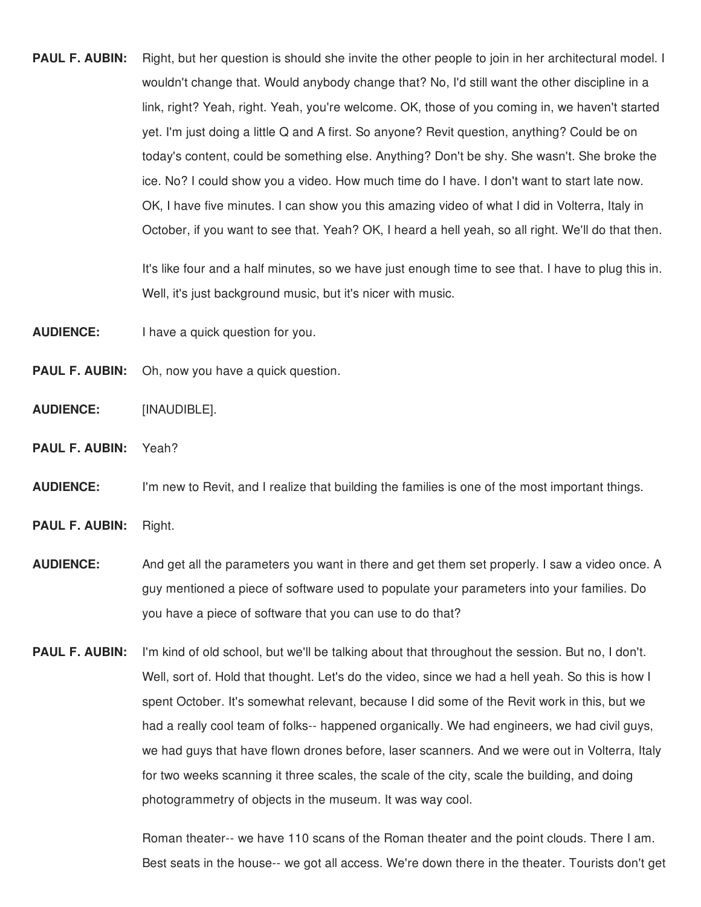**PAUL F. AUBIN:** Right, but her question is should she invite the other people to join in her architectural model. I wouldn't change that. Would anybody change that? No, I'd still want the other discipline in a link, right? Yeah, right. Yeah, you're welcome. OK, those of you coming in, we haven't started yet. I'm just doing a little Q and A first. So anyone? Revit question, anything? Could be on today's content, could be something else. Anything? Don't be shy. She wasn't. She broke the ice. No? I could show you a video. How much time do I have. I don't want to start late now. OK, I have five minutes. I can show you this amazing video of what I did in Volterra, Italy in October, if you want to see that. Yeah? OK, I heard a hell yeah, so all right. We'll do that then.

It's like four and a half minutes, so we have just enough time to see that. I have to plug this in. Well, it's just background music, but it's nicer with music.

**AUDIENCE:** I have a quick question for you.

**PAUL F. AUBIN:** Oh, now you have a quick question.

**AUDIENCE:** [INAUDIBLE].

**PAUL F. AUBIN:** Yeah?

**AUDIENCE:** I'm new to Revit, and I realize that building the families is one of the most important things.

**PAUL F. AUBIN:** Right.

**AUDIENCE:** And get all the parameters you want in there and get them set properly. I saw a video once. A guy mentioned a piece of software used to populate your parameters into your families. Do you have a piece of software that you can use to do that?

**PAUL F. AUBIN:** I'm kind of old school, but we'll be talking about that throughout the session. But no, I don't. Well, sort of. Hold that thought. Let's do the video, since we had a hell yeah. So this is how I spent October. It's somewhat relevant, because I did some of the Revit work in this, but we had a really cool team of folks-- happened organically. We had engineers, we had civil guys, we had guys that have flown drones before, laser scanners. And we were out in Volterra, Italy for two weeks scanning it three scales, the scale of the city, scale the building, and doing photogrammetry of objects in the museum. It was way cool.

Roman theater-- we have 110 scans of the Roman theater and the point clouds. There I am. Best seats in the house-- we got all access. We're down there in the theater. Tourists don't get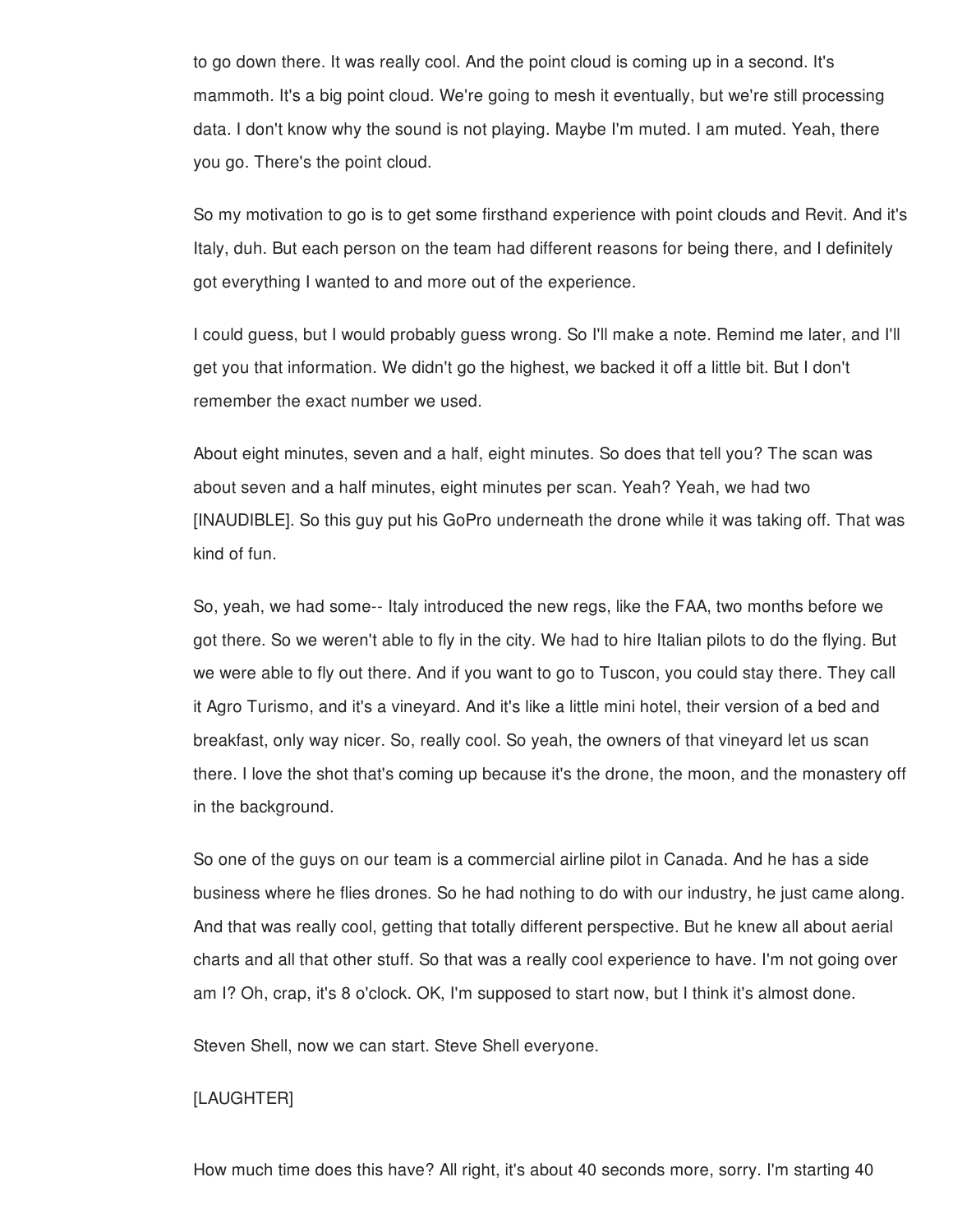to go down there. It was really cool. And the point cloud is coming up in a second. It's mammoth. It's a big point cloud. We're going to mesh it eventually, but we're still processing data. I don't know why the sound is not playing. Maybe I'm muted. I am muted. Yeah, there you go. There's the point cloud.

So my motivation to go is to get some firsthand experience with point clouds and Revit. And it's Italy, duh. But each person on the team had different reasons for being there, and I definitely got everything I wanted to and more out of the experience.

I could guess, but I would probably guess wrong. So I'll make a note. Remind me later, and I'll get you that information. We didn't go the highest, we backed it off a little bit. But I don't remember the exact number we used.

About eight minutes, seven and a half, eight minutes. So does that tell you? The scan was about seven and a half minutes, eight minutes per scan. Yeah? Yeah, we had two [INAUDIBLE]. So this guy put his GoPro underneath the drone while it was taking off. That was kind of fun.

So, yeah, we had some-- Italy introduced the new regs, like the FAA, two months before we got there. So we weren't able to fly in the city. We had to hire Italian pilots to do the flying. But we were able to fly out there. And if you want to go to Tuscon, you could stay there. They call it Agro Turismo, and it's a vineyard. And it's like a little mini hotel, their version of a bed and breakfast, only way nicer. So, really cool. So yeah, the owners of that vineyard let us scan there. I love the shot that's coming up because it's the drone, the moon, and the monastery off in the background.

So one of the guys on our team is a commercial airline pilot in Canada. And he has a side business where he flies drones. So he had nothing to do with our industry, he just came along. And that was really cool, getting that totally different perspective. But he knew all about aerial charts and all that other stuff. So that was a really cool experience to have. I'm not going over am I? Oh, crap, it's 8 o'clock. OK, I'm supposed to start now, but I think it's almost done.

Steven Shell, now we can start. Steve Shell everyone.

[LAUGHTER]

How much time does this have? All right, it's about 40 seconds more, sorry. I'm starting 40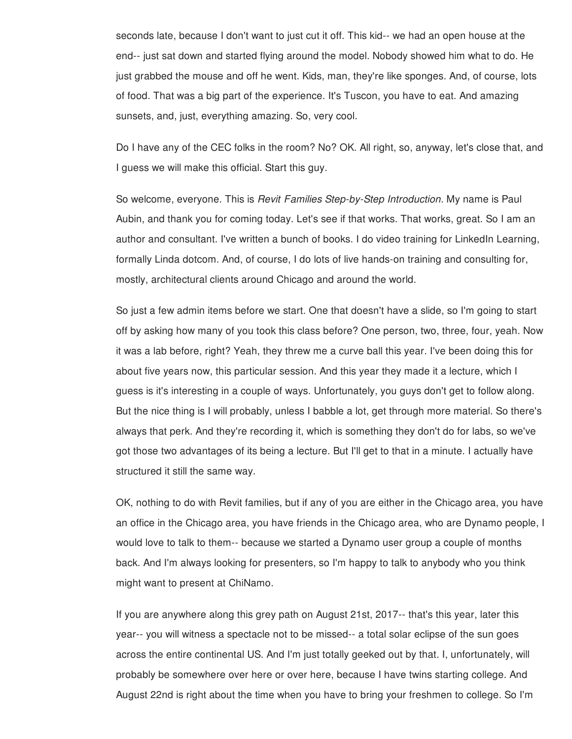seconds late, because I don't want to just cut it off. This kid-- we had an open house at the end-- just sat down and started flying around the model. Nobody showed him what to do. He just grabbed the mouse and off he went. Kids, man, they're like sponges. And, of course, lots of food. That was a big part of the experience. It's Tuscon, you have to eat. And amazing sunsets, and, just, everything amazing. So, very cool.

Do I have any of the CEC folks in the room? No? OK. All right, so, anyway, let's close that, and I guess we will make this official. Start this guy.

So welcome, everyone. This is *Revit Families Step-by-Step Introduction*. My name is Paul Aubin, and thank you for coming today. Let's see if that works. That works, great. So I am an author and consultant. I've written a bunch of books. I do video training for LinkedIn Learning, formally Linda dotcom. And, of course, I do lots of live hands-on training and consulting for, mostly, architectural clients around Chicago and around the world.

So just a few admin items before we start. One that doesn't have a slide, so I'm going to start off by asking how many of you took this class before? One person, two, three, four, yeah. Now it was a lab before, right? Yeah, they threw me a curve ball this year. I've been doing this for about five years now, this particular session. And this year they made it a lecture, which I guess is it's interesting in a couple of ways. Unfortunately, you guys don't get to follow along. But the nice thing is I will probably, unless I babble a lot, get through more material. So there's always that perk. And they're recording it, which is something they don't do for labs, so we've got those two advantages of its being a lecture. But I'll get to that in a minute. I actually have structured it still the same way.

OK, nothing to do with Revit families, but if any of you are either in the Chicago area, you have an office in the Chicago area, you have friends in the Chicago area, who are Dynamo people, I would love to talk to them-- because we started a Dynamo user group a couple of months back. And I'm always looking for presenters, so I'm happy to talk to anybody who you think might want to present at ChiNamo.

If you are anywhere along this grey path on August 21st, 2017-- that's this year, later this year-- you will witness a spectacle not to be missed-- a total solar eclipse of the sun goes across the entire continental US. And I'm just totally geeked out by that. I, unfortunately, will probably be somewhere over here or over here, because I have twins starting college. And August 22nd is right about the time when you have to bring your freshmen to college. So I'm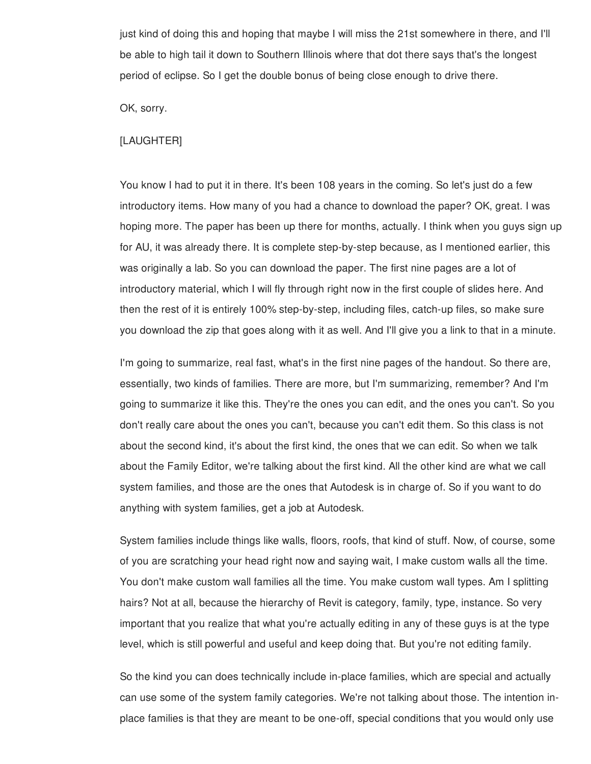just kind of doing this and hoping that maybe I will miss the 21st somewhere in there, and I'll be able to high tail it down to Southern Illinois where that dot there says that's the longest period of eclipse. So I get the double bonus of being close enough to drive there.

OK, sorry.

[LAUGHTER]

You know I had to put it in there. It's been 108 years in the coming. So let's just do a few introductory items. How many of you had a chance to download the paper? OK, great. I was hoping more. The paper has been up there for months, actually. I think when you guys sign up for AU, it was already there. It is complete step-by-step because, as I mentioned earlier, this was originally a lab. So you can download the paper. The first nine pages are a lot of introductory material, which I will fly through right now in the first couple of slides here. And then the rest of it is entirely 100% step-by-step, including files, catch-up files, so make sure you download the zip that goes along with it as well. And I'll give you a link to that in a minute.

I'm going to summarize, real fast, what's in the first nine pages of the handout. So there are, essentially, two kinds of families. There are more, but I'm summarizing, remember? And I'm going to summarize it like this. They're the ones you can edit, and the ones you can't. So you don't really care about the ones you can't, because you can't edit them. So this class is not about the second kind, it's about the first kind, the ones that we can edit. So when we talk about the Family Editor, we're talking about the first kind. All the other kind are what we call system families, and those are the ones that Autodesk is in charge of. So if you want to do anything with system families, get a job at Autodesk.

System families include things like walls, floors, roofs, that kind of stuff. Now, of course, some of you are scratching your head right now and saying wait, I make custom walls all the time. You don't make custom wall families all the time. You make custom wall types. Am I splitting hairs? Not at all, because the hierarchy of Revit is category, family, type, instance. So very important that you realize that what you're actually editing in any of these guys is at the type level, which is still powerful and useful and keep doing that. But you're not editing family.

So the kind you can does technically include in-place families, which are special and actually can use some of the system family categories. We're not talking about those. The intention in-place families is that they are meant to be one-off, special conditions that you would only use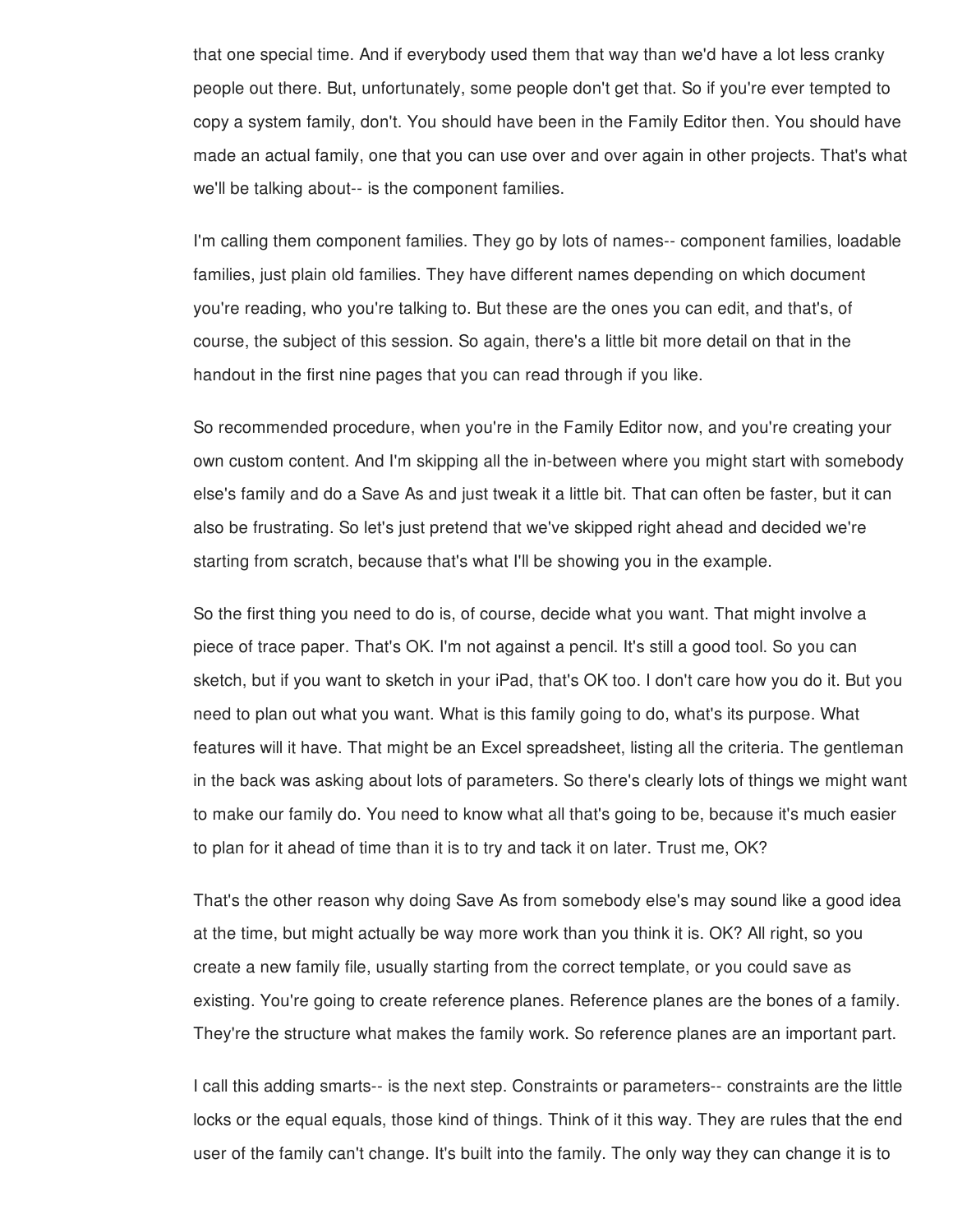that one special time. And if everybody used them that way than we'd have a lot less cranky people out there. But, unfortunately, some people don't get that. So if you're ever tempted to copy a system family, don't. You should have been in the Family Editor then. You should have made an actual family, one that you can use over and over again in other projects. That's what we'll be talking about-- is the component families.

I'm calling them component families. They go by lots of names-- component families, loadable families, just plain old families. They have different names depending on which document you're reading, who you're talking to. But these are the ones you can edit, and that's, of course, the subject of this session. So again, there's a little bit more detail on that in the handout in the first nine pages that you can read through if you like.

So recommended procedure, when you're in the Family Editor now, and you're creating your own custom content. And I'm skipping all the in-between where you might start with somebody else's family and do a Save As and just tweak it a little bit. That can often be faster, but it can also be frustrating. So let's just pretend that we've skipped right ahead and decided we're starting from scratch, because that's what I'll be showing you in the example.

So the first thing you need to do is, of course, decide what you want. That might involve a piece of trace paper. That's OK. I'm not against a pencil. It's still a good tool. So you can sketch, but if you want to sketch in your iPad, that's OK too. I don't care how you do it. But you need to plan out what you want. What is this family going to do, what's its purpose. What features will it have. That might be an Excel spreadsheet, listing all the criteria. The gentleman in the back was asking about lots of parameters. So there's clearly lots of things we might want to make our family do. You need to know what all that's going to be, because it's much easier to plan for it ahead of time than it is to try and tack it on later. Trust me, OK?

That's the other reason why doing Save As from somebody else's may sound like a good idea at the time, but might actually be way more work than you think it is. OK? All right, so you create a new family file, usually starting from the correct template, or you could save as existing. You're going to create reference planes. Reference planes are the bones of a family. They're the structure what makes the family work. So reference planes are an important part.

I call this adding smarts-- is the next step. Constraints or parameters-- constraints are the little locks or the equal equals, those kind of things. Think of it this way. They are rules that the end user of the family can't change. It's built into the family. The only way they can change it is to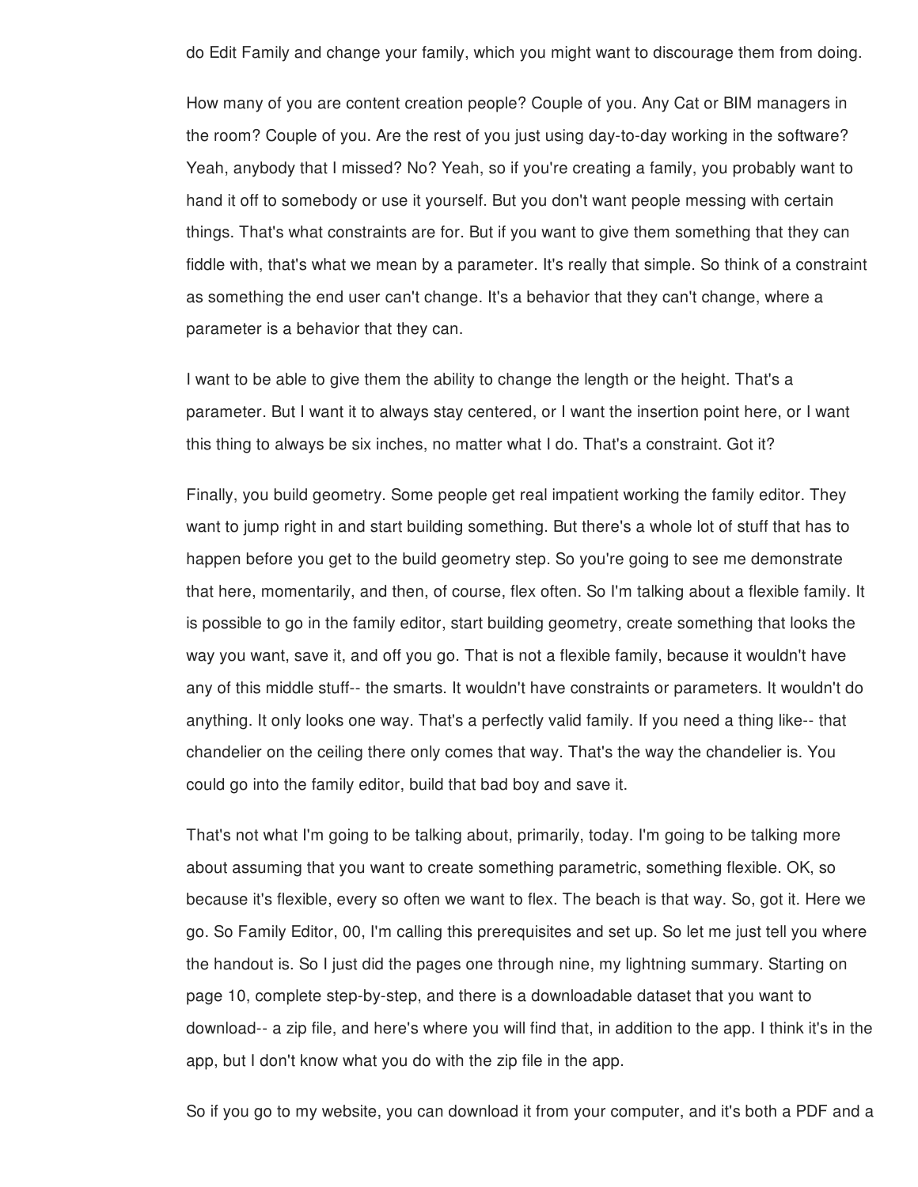do Edit Family and change your family, which you might want to discourage them from doing.

How many of you are content creation people? Couple of you. Any Cat or BIM managers in the room? Couple of you. Are the rest of you just using day-to-day working in the software? Yeah, anybody that I missed? No? Yeah, so if you're creating a family, you probably want to hand it off to somebody or use it yourself. But you don't want people messing with certain things. That's what constraints are for. But if you want to give them something that they can fiddle with, that's what we mean by a parameter. It's really that simple. So think of a constraint as something the end user can't change. It's a behavior that they can't change, where a parameter is a behavior that they can.

I want to be able to give them the ability to change the length or the height. That's a parameter. But I want it to always stay centered, or I want the insertion point here, or I want this thing to always be six inches, no matter what I do. That's a constraint. Got it?

Finally, you build geometry. Some people get real impatient working the family editor. They want to jump right in and start building something. But there's a whole lot of stuff that has to happen before you get to the build geometry step. So you're going to see me demonstrate that here, momentarily, and then, of course, flex often. So I'm talking about a flexible family. It is possible to go in the family editor, start building geometry, create something that looks the way you want, save it, and off you go. That is not a flexible family, because it wouldn't have any of this middle stuff-- the smarts. It wouldn't have constraints or parameters. It wouldn't do anything. It only looks one way. That's a perfectly valid family. If you need a thing like-- that chandelier on the ceiling there only comes that way. That's the way the chandelier is. You could go into the family editor, build that bad boy and save it.

That's not what I'm going to be talking about, primarily, today. I'm going to be talking more about assuming that you want to create something parametric, something flexible. OK, so because it's flexible, every so often we want to flex. The beach is that way. So, got it. Here we go. So Family Editor, 00, I'm calling this prerequisites and set up. So let me just tell you where the handout is. So I just did the pages one through nine, my lightning summary. Starting on page 10, complete step-by-step, and there is a downloadable dataset that you want to download-- a zip file, and here's where you will find that, in addition to the app. I think it's in the app, but I don't know what you do with the zip file in the app.

So if you go to my website, you can download it from your computer, and it's both a PDF and a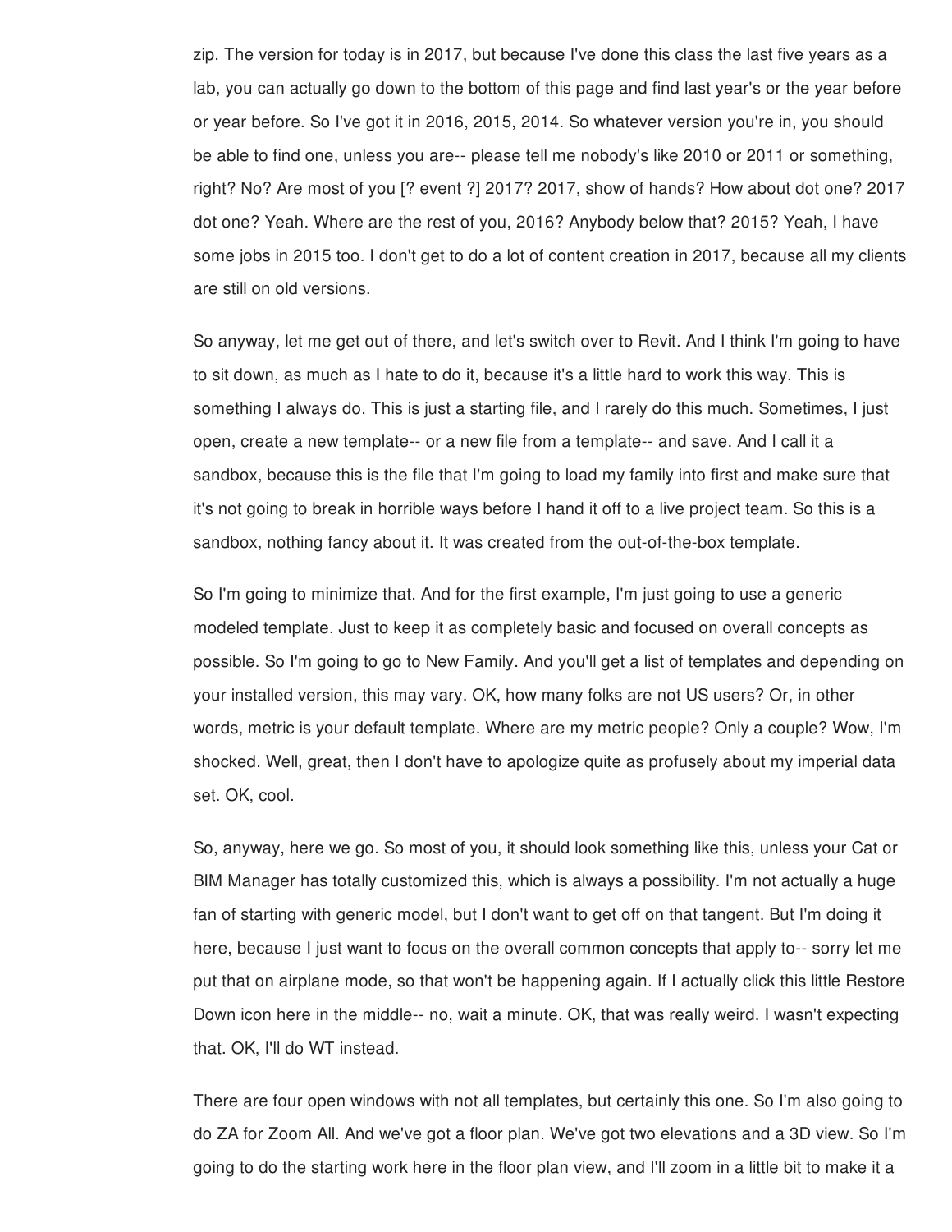zip. The version for today is in 2017, but because I've done this class the last five years as a lab, you can actually go down to the bottom of this page and find last year's or the year before or year before. So I've got it in 2016, 2015, 2014. So whatever version you're in, you should be able to find one, unless you are-- please tell me nobody's like 2010 or 2011 or something, right? No? Are most of you [? event ?] 2017? 2017, show of hands? How about dot one? 2017 dot one? Yeah. Where are the rest of you, 2016? Anybody below that? 2015? Yeah, I have some jobs in 2015 too. I don't get to do a lot of content creation in 2017, because all my clients are still on old versions.

So anyway, let me get out of there, and let's switch over to Revit. And I think I'm going to have to sit down, as much as I hate to do it, because it's a little hard to work this way. This is something I always do. This is just a starting file, and I rarely do this much. Sometimes, I just open, create a new template-- or a new file from a template-- and save. And I call it a sandbox, because this is the file that I'm going to load my family into first and make sure that it's not going to break in horrible ways before I hand it off to a live project team. So this is a sandbox, nothing fancy about it. It was created from the out-of-the-box template.

So I'm going to minimize that. And for the first example, I'm just going to use a generic modeled template. Just to keep it as completely basic and focused on overall concepts as possible. So I'm going to go to New Family. And you'll get a list of templates and depending on your installed version, this may vary. OK, how many folks are not US users? Or, in other words, metric is your default template. Where are my metric people? Only a couple? Wow, I'm shocked. Well, great, then I don't have to apologize quite as profusely about my imperial data set. OK, cool.

So, anyway, here we go. So most of you, it should look something like this, unless your Cat or BIM Manager has totally customized this, which is always a possibility. I'm not actually a huge fan of starting with generic model, but I don't want to get off on that tangent. But I'm doing it here, because I just want to focus on the overall common concepts that apply to-- sorry let me put that on airplane mode, so that won't be happening again. If I actually click this little Restore Down icon here in the middle-- no, wait a minute. OK, that was really weird. I wasn't expecting that. OK, I'll do WT instead.

There are four open windows with not all templates, but certainly this one. So I'm also going to do ZA for Zoom All. And we've got a floor plan. We've got two elevations and a 3D view. So I'm going to do the starting work here in the floor plan view, and I'll zoom in a little bit to make it a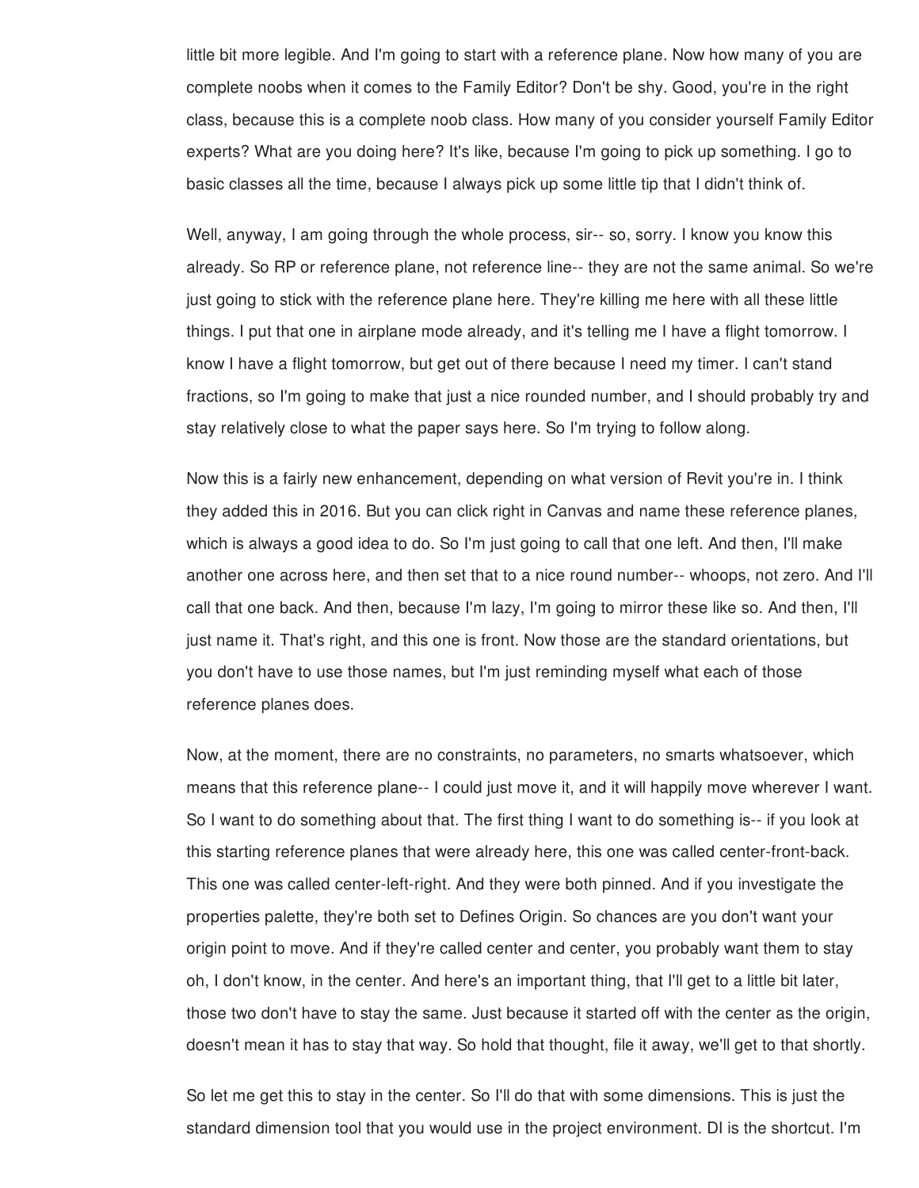little bit more legible. And I'm going to start with a reference plane. Now how many of you are complete noobs when it comes to the Family Editor? Don't be shy. Good, you're in the right class, because this is a complete noob class. How many of you consider yourself Family Editor experts? What are you doing here? It's like, because I'm going to pick up something. I go to basic classes all the time, because I always pick up some little tip that I didn't think of.

Well, anyway, I am going through the whole process, sir-- so, sorry. I know you know this already. So RP or reference plane, not reference line-- they are not the same animal. So we're just going to stick with the reference plane here. They're killing me here with all these little things. I put that one in airplane mode already, and it's telling me I have a flight tomorrow. I know I have a flight tomorrow, but get out of there because I need my timer. I can't stand fractions, so I'm going to make that just a nice rounded number, and I should probably try and stay relatively close to what the paper says here. So I'm trying to follow along.

Now this is a fairly new enhancement, depending on what version of Revit you're in. I think they added this in 2016. But you can click right in Canvas and name these reference planes, which is always a good idea to do. So I'm just going to call that one left. And then, I'll make another one across here, and then set that to a nice round number-- whoops, not zero. And I'll call that one back. And then, because I'm lazy, I'm going to mirror these like so. And then, I'll just name it. That's right, and this one is front. Now those are the standard orientations, but you don't have to use those names, but I'm just reminding myself what each of those reference planes does.

Now, at the moment, there are no constraints, no parameters, no smarts whatsoever, which means that this reference plane-- I could just move it, and it will happily move wherever I want. So I want to do something about that. The first thing I want to do something is-- if you look at this starting reference planes that were already here, this one was called center-front-back. This one was called center-left-right. And they were both pinned. And if you investigate the properties palette, they're both set to Defines Origin. So chances are you don't want your origin point to move. And if they're called center and center, you probably want them to stay oh, I don't know, in the center. And here's an important thing, that I'll get to a little bit later, those two don't have to stay the same. Just because it started off with the center as the origin, doesn't mean it has to stay that way. So hold that thought, file it away, we'll get to that shortly.

So let me get this to stay in the center. So I'll do that with some dimensions. This is just the standard dimension tool that you would use in the project environment. DI is the shortcut. I'm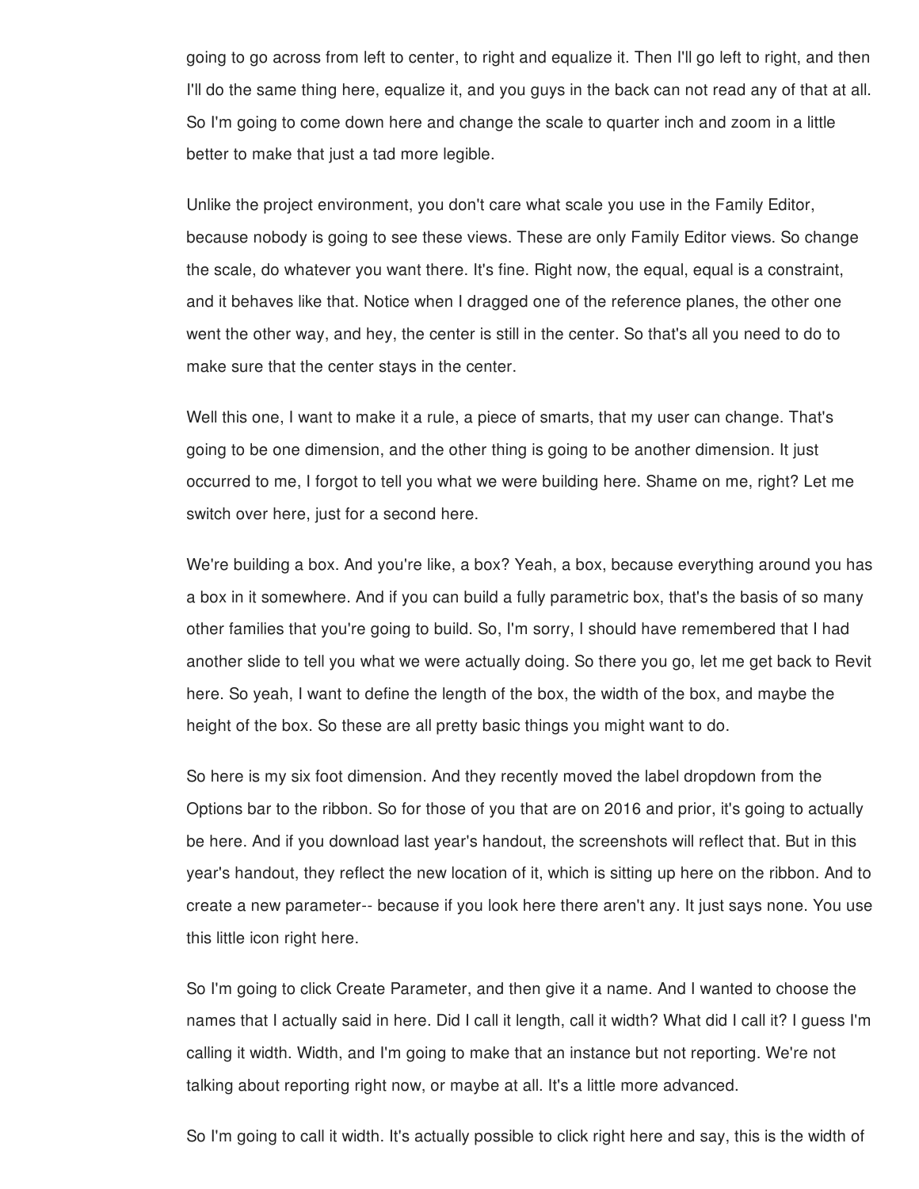going to go across from left to center, to right and equalize it. Then I'll go left to right, and then I'll do the same thing here, equalize it, and you guys in the back can not read any of that at all. So I'm going to come down here and change the scale to quarter inch and zoom in a little better to make that just a tad more legible.

Unlike the project environment, you don't care what scale you use in the Family Editor, because nobody is going to see these views. These are only Family Editor views. So change the scale, do whatever you want there. It's fine. Right now, the equal, equal is a constraint, and it behaves like that. Notice when I dragged one of the reference planes, the other one went the other way, and hey, the center is still in the center. So that's all you need to do to make sure that the center stays in the center.

Well this one, I want to make it a rule, a piece of smarts, that my user can change. That's going to be one dimension, and the other thing is going to be another dimension. It just occurred to me, I forgot to tell you what we were building here. Shame on me, right? Let me switch over here, just for a second here.

We're building a box. And you're like, a box? Yeah, a box, because everything around you has a box in it somewhere. And if you can build a fully parametric box, that's the basis of so many other families that you're going to build. So, I'm sorry, I should have remembered that I had another slide to tell you what we were actually doing. So there you go, let me get back to Revit here. So yeah, I want to define the length of the box, the width of the box, and maybe the height of the box. So these are all pretty basic things you might want to do.

So here is my six foot dimension. And they recently moved the label dropdown from the Options bar to the ribbon. So for those of you that are on 2016 and prior, it's going to actually be here. And if you download last year's handout, the screenshots will reflect that. But in this year's handout, they reflect the new location of it, which is sitting up here on the ribbon. And to create a new parameter-- because if you look here there aren't any. It just says none. You use this little icon right here.

So I'm going to click Create Parameter, and then give it a name. And I wanted to choose the names that I actually said in here. Did I call it length, call it width? What did I call it? I guess I'm calling it width. Width, and I'm going to make that an instance but not reporting. We're not talking about reporting right now, or maybe at all. It's a little more advanced.

So I'm going to call it width. It's actually possible to click right here and say, this is the width of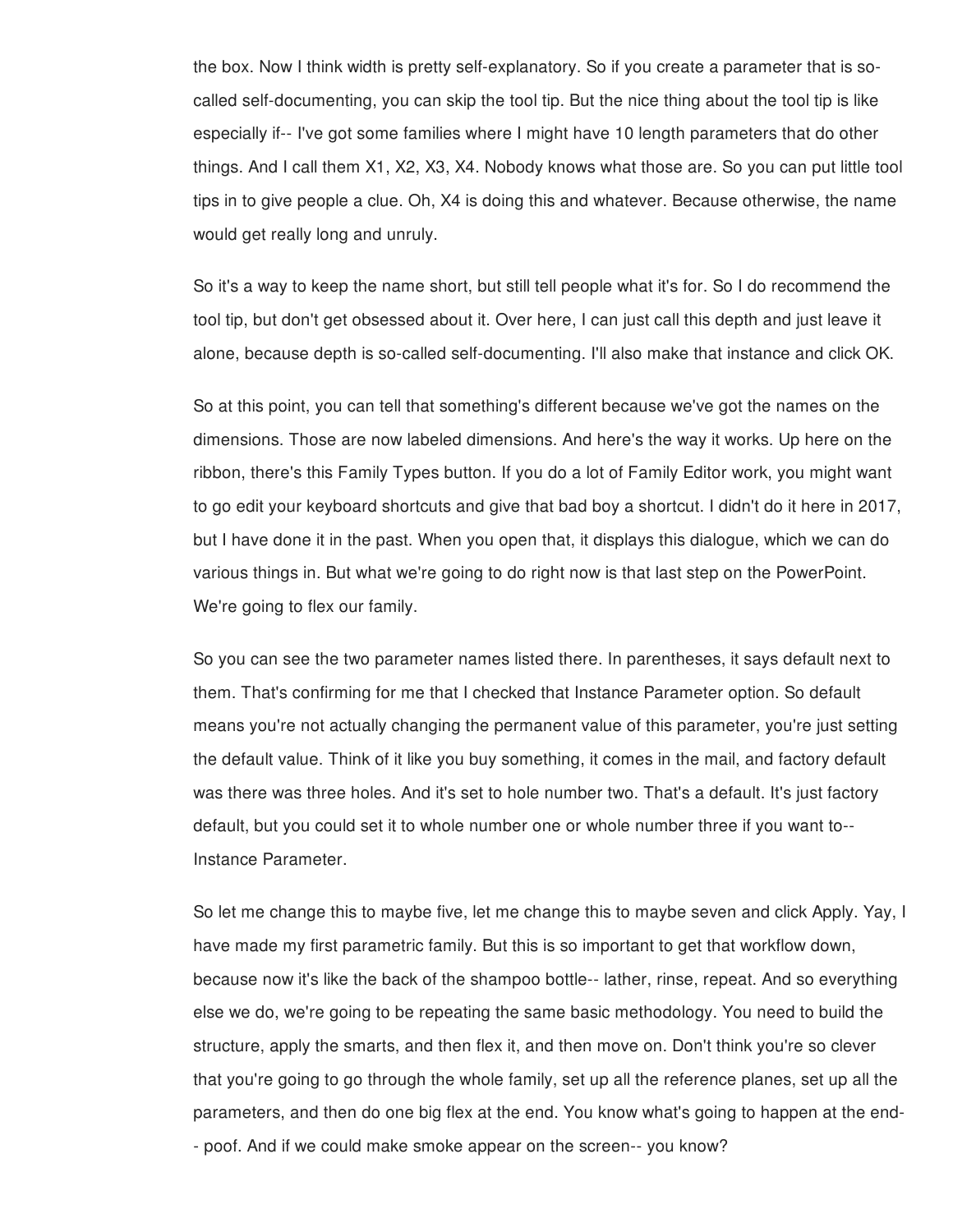the box. Now I think width is pretty self-explanatory. So if you create a parameter that is so-called self-documenting, you can skip the tool tip. But the nice thing about the tool tip is like especially if-- I've got some families where I might have 10 length parameters that do other things. And I call them X1, X2, X3, X4. Nobody knows what those are. So you can put little tool tips in to give people a clue. Oh, X4 is doing this and whatever. Because otherwise, the name would get really long and unruly.

So it's a way to keep the name short, but still tell people what it's for. So I do recommend the tool tip, but don't get obsessed about it. Over here, I can just call this depth and just leave it alone, because depth is so-called self-documenting. I'll also make that instance and click OK.

So at this point, you can tell that something's different because we've got the names on the dimensions. Those are now labeled dimensions. And here's the way it works. Up here on the ribbon, there's this Family Types button. If you do a lot of Family Editor work, you might want to go edit your keyboard shortcuts and give that bad boy a shortcut. I didn't do it here in 2017, but I have done it in the past. When you open that, it displays this dialogue, which we can do various things in. But what we're going to do right now is that last step on the PowerPoint. We're going to flex our family.

So you can see the two parameter names listed there. In parentheses, it says default next to them. That's confirming for me that I checked that Instance Parameter option. So default means you're not actually changing the permanent value of this parameter, you're just setting the default value. Think of it like you buy something, it comes in the mail, and factory default was there was three holes. And it's set to hole number two. That's a default. It's just factory default, but you could set it to whole number one or whole number three if you want to-- Instance Parameter.

So let me change this to maybe five, let me change this to maybe seven and click Apply. Yay, I have made my first parametric family. But this is so important to get that workflow down, because now it's like the back of the shampoo bottle-- lather, rinse, repeat. And so everything else we do, we're going to be repeating the same basic methodology. You need to build the structure, apply the smarts, and then flex it, and then move on. Don't think you're so clever that you're going to go through the whole family, set up all the reference planes, set up all the parameters, and then do one big flex at the end. You know what's going to happen at the end-- poof. And if we could make smoke appear on the screen-- you know?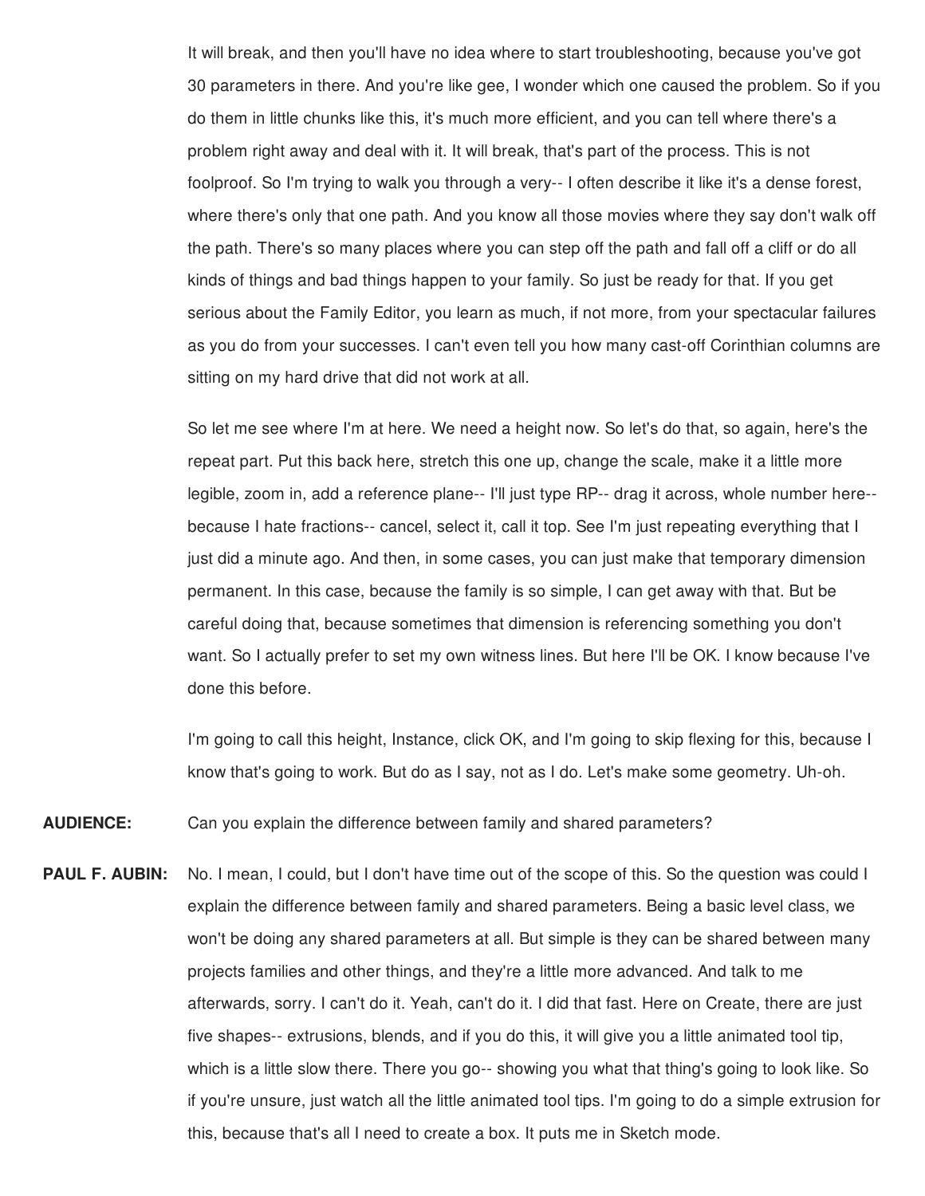It will break, and then you'll have no idea where to start troubleshooting, because you've got 30 parameters in there. And you're like gee, I wonder which one caused the problem. So if you do them in little chunks like this, it's much more efficient, and you can tell where there's a problem right away and deal with it. It will break, that's part of the process. This is not foolproof. So I'm trying to walk you through a very-- I often describe it like it's a dense forest, where there's only that one path. And you know all those movies where they say don't walk off the path. There's so many places where you can step off the path and fall off a cliff or do all kinds of things and bad things happen to your family. So just be ready for that. If you get serious about the Family Editor, you learn as much, if not more, from your spectacular failures as you do from your successes. I can't even tell you how many cast-off Corinthian columns are sitting on my hard drive that did not work at all.

So let me see where I'm at here. We need a height now. So let's do that, so again, here's the repeat part. Put this back here, stretch this one up, change the scale, make it a little more legible, zoom in, add a reference plane-- I'll just type RP-- drag it across, whole number here-- because I hate fractions-- cancel, select it, call it top. See I'm just repeating everything that I just did a minute ago. And then, in some cases, you can just make that temporary dimension permanent. In this case, because the family is so simple, I can get away with that. But be careful doing that, because sometimes that dimension is referencing something you don't want. So I actually prefer to set my own witness lines. But here I'll be OK. I know because I've done this before.

I'm going to call this height, Instance, click OK, and I'm going to skip flexing for this, because I know that's going to work. But do as I say, not as I do. Let's make some geometry. Uh-oh.

**AUDIENCE:** Can you explain the difference between family and shared parameters?

**PAUL F. AUBIN:** No. I mean, I could, but I don't have time out of the scope of this. So the question was could I explain the difference between family and shared parameters. Being a basic level class, we won't be doing any shared parameters at all. But simple is they can be shared between many projects families and other things, and they're a little more advanced. And talk to me afterwards, sorry. I can't do it. Yeah, can't do it. I did that fast. Here on Create, there are just five shapes-- extrusions, blends, and if you do this, it will give you a little animated tool tip, which is a little slow there. There you go-- showing you what that thing's going to look like. So if you're unsure, just watch all the little animated tool tips. I'm going to do a simple extrusion for this, because that's all I need to create a box. It puts me in Sketch mode.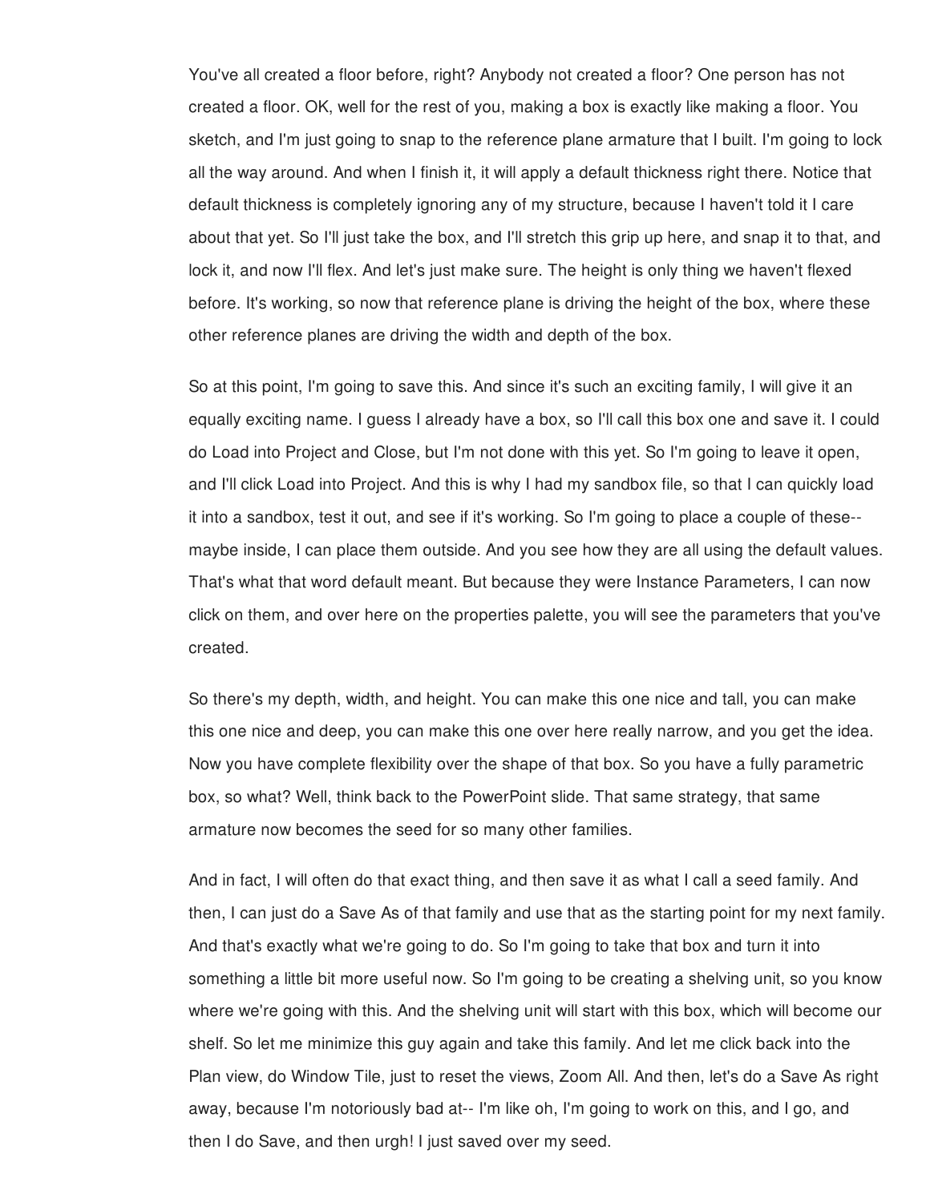You've all created a floor before, right? Anybody not created a floor? One person has not created a floor. OK, well for the rest of you, making a box is exactly like making a floor. You sketch, and I'm just going to snap to the reference plane armature that I built. I'm going to lock all the way around. And when I finish it, it will apply a default thickness right there. Notice that default thickness is completely ignoring any of my structure, because I haven't told it I care about that yet. So I'll just take the box, and I'll stretch this grip up here, and snap it to that, and lock it, and now I'll flex. And let's just make sure. The height is only thing we haven't flexed before. It's working, so now that reference plane is driving the height of the box, where these other reference planes are driving the width and depth of the box.

So at this point, I'm going to save this. And since it's such an exciting family, I will give it an equally exciting name. I guess I already have a box, so I'll call this box one and save it. I could do Load into Project and Close, but I'm not done with this yet. So I'm going to leave it open, and I'll click Load into Project. And this is why I had my sandbox file, so that I can quickly load it into a sandbox, test it out, and see if it's working. So I'm going to place a couple of these-- maybe inside, I can place them outside. And you see how they are all using the default values. That's what that word default meant. But because they were Instance Parameters, I can now click on them, and over here on the properties palette, you will see the parameters that you've created.

So there's my depth, width, and height. You can make this one nice and tall, you can make this one nice and deep, you can make this one over here really narrow, and you get the idea. Now you have complete flexibility over the shape of that box. So you have a fully parametric box, so what? Well, think back to the PowerPoint slide. That same strategy, that same armature now becomes the seed for so many other families.

And in fact, I will often do that exact thing, and then save it as what I call a seed family. And then, I can just do a Save As of that family and use that as the starting point for my next family. And that's exactly what we're going to do. So I'm going to take that box and turn it into something a little bit more useful now. So I'm going to be creating a shelving unit, so you know where we're going with this. And the shelving unit will start with this box, which will become our shelf. So let me minimize this guy again and take this family. And let me click back into the Plan view, do Window Tile, just to reset the views, Zoom All. And then, let's do a Save As right away, because I'm notoriously bad at-- I'm like oh, I'm going to work on this, and I go, and then I do Save, and then urgh! I just saved over my seed.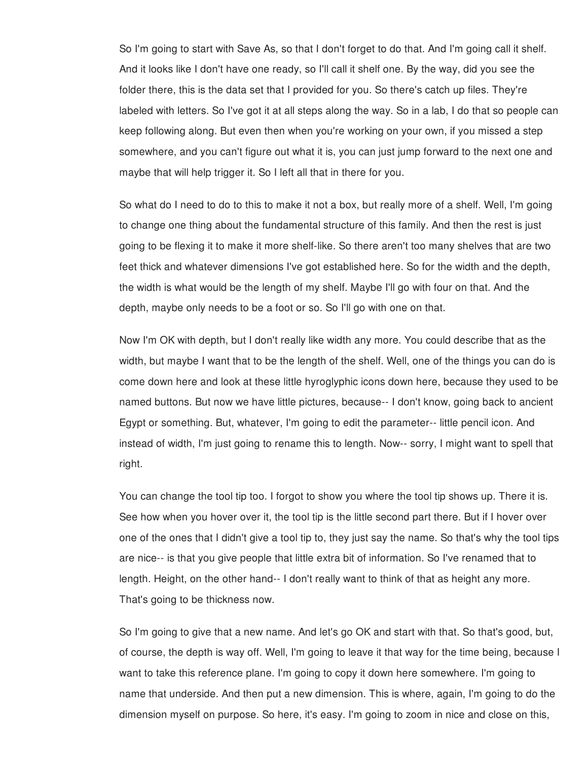So I'm going to start with Save As, so that I don't forget to do that. And I'm going call it shelf. And it looks like I don't have one ready, so I'll call it shelf one. By the way, did you see the folder there, this is the data set that I provided for you. So there's catch up files. They're labeled with letters. So I've got it at all steps along the way. So in a lab, I do that so people can keep following along. But even then when you're working on your own, if you missed a step somewhere, and you can't figure out what it is, you can just jump forward to the next one and maybe that will help trigger it. So I left all that in there for you.

So what do I need to do to this to make it not a box, but really more of a shelf. Well, I'm going to change one thing about the fundamental structure of this family. And then the rest is just going to be flexing it to make it more shelf-like. So there aren't too many shelves that are two feet thick and whatever dimensions I've got established here. So for the width and the depth, the width is what would be the length of my shelf. Maybe I'll go with four on that. And the depth, maybe only needs to be a foot or so. So I'll go with one on that.

Now I'm OK with depth, but I don't really like width any more. You could describe that as the width, but maybe I want that to be the length of the shelf. Well, one of the things you can do is come down here and look at these little hyroglyphic icons down here, because they used to be named buttons. But now we have little pictures, because-- I don't know, going back to ancient Egypt or something. But, whatever, I'm going to edit the parameter-- little pencil icon. And instead of width, I'm just going to rename this to length. Now-- sorry, I might want to spell that right.

You can change the tool tip too. I forgot to show you where the tool tip shows up. There it is. See how when you hover over it, the tool tip is the little second part there. But if I hover over one of the ones that I didn't give a tool tip to, they just say the name. So that's why the tool tips are nice-- is that you give people that little extra bit of information. So I've renamed that to length. Height, on the other hand-- I don't really want to think of that as height any more. That's going to be thickness now.

So I'm going to give that a new name. And let's go OK and start with that. So that's good, but, of course, the depth is way off. Well, I'm going to leave it that way for the time being, because I want to take this reference plane. I'm going to copy it down here somewhere. I'm going to name that underside. And then put a new dimension. This is where, again, I'm going to do the dimension myself on purpose. So here, it's easy. I'm going to zoom in nice and close on this,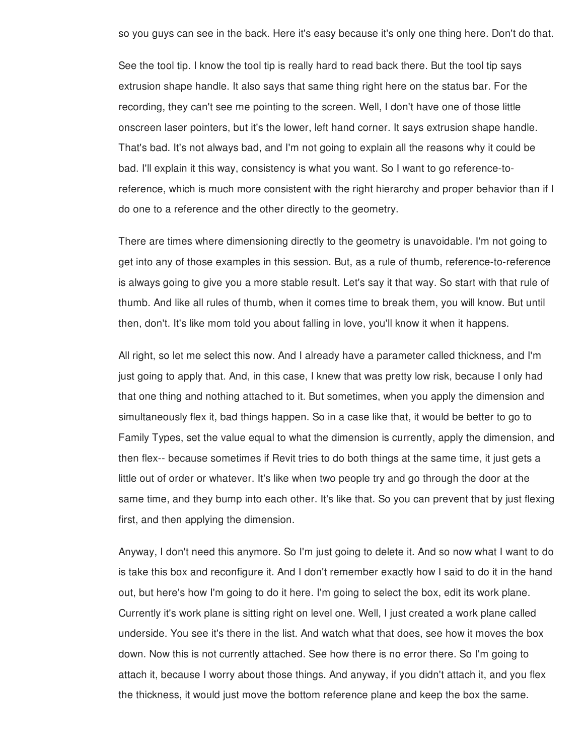so you guys can see in the back. Here it's easy because it's only one thing here. Don't do that.

See the tool tip. I know the tool tip is really hard to read back there. But the tool tip says extrusion shape handle. It also says that same thing right here on the status bar. For the recording, they can't see me pointing to the screen. Well, I don't have one of those little onscreen laser pointers, but it's the lower, left hand corner. It says extrusion shape handle. That's bad. It's not always bad, and I'm not going to explain all the reasons why it could be bad. I'll explain it this way, consistency is what you want. So I want to go reference-to-reference, which is much more consistent with the right hierarchy and proper behavior than if I do one to a reference and the other directly to the geometry.

There are times where dimensioning directly to the geometry is unavoidable. I'm not going to get into any of those examples in this session. But, as a rule of thumb, reference-to-reference is always going to give you a more stable result. Let's say it that way. So start with that rule of thumb. And like all rules of thumb, when it comes time to break them, you will know. But until then, don't. It's like mom told you about falling in love, you'll know it when it happens.

All right, so let me select this now. And I already have a parameter called thickness, and I'm just going to apply that. And, in this case, I knew that was pretty low risk, because I only had that one thing and nothing attached to it. But sometimes, when you apply the dimension and simultaneously flex it, bad things happen. So in a case like that, it would be better to go to Family Types, set the value equal to what the dimension is currently, apply the dimension, and then flex-- because sometimes if Revit tries to do both things at the same time, it just gets a little out of order or whatever. It's like when two people try and go through the door at the same time, and they bump into each other. It's like that. So you can prevent that by just flexing first, and then applying the dimension.

Anyway, I don't need this anymore. So I'm just going to delete it. And so now what I want to do is take this box and reconfigure it. And I don't remember exactly how I said to do it in the hand out, but here's how I'm going to do it here. I'm going to select the box, edit its work plane. Currently it's work plane is sitting right on level one. Well, I just created a work plane called underside. You see it's there in the list. And watch what that does, see how it moves the box down. Now this is not currently attached. See how there is no error there. So I'm going to attach it, because I worry about those things. And anyway, if you didn't attach it, and you flex the thickness, it would just move the bottom reference plane and keep the box the same.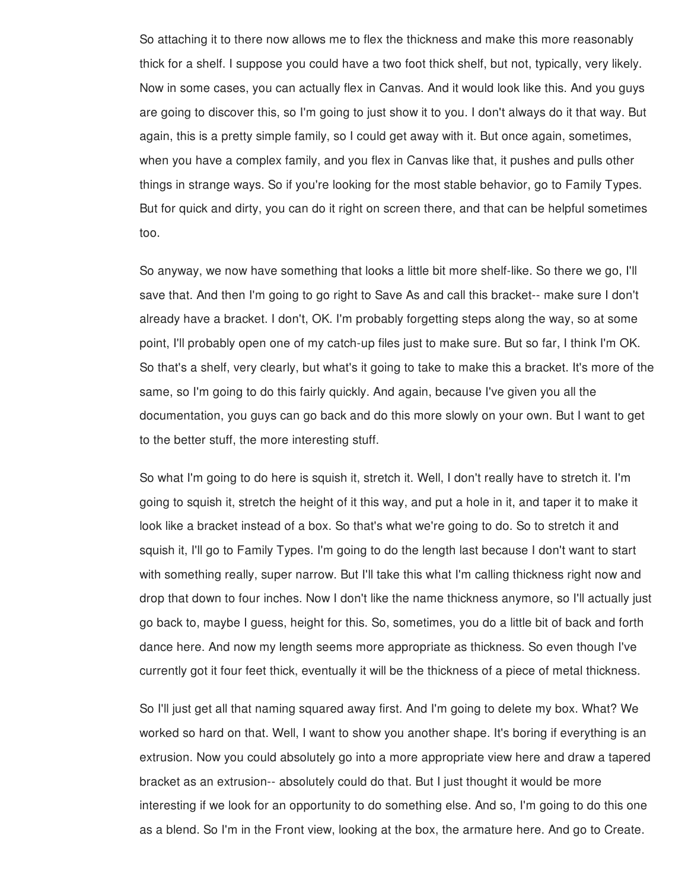So attaching it to there now allows me to flex the thickness and make this more reasonably thick for a shelf. I suppose you could have a two foot thick shelf, but not, typically, very likely. Now in some cases, you can actually flex in Canvas. And it would look like this. And you guys are going to discover this, so I'm going to just show it to you. I don't always do it that way. But again, this is a pretty simple family, so I could get away with it. But once again, sometimes, when you have a complex family, and you flex in Canvas like that, it pushes and pulls other things in strange ways. So if you're looking for the most stable behavior, go to Family Types. But for quick and dirty, you can do it right on screen there, and that can be helpful sometimes too.

So anyway, we now have something that looks a little bit more shelf-like. So there we go, I'll save that. And then I'm going to go right to Save As and call this bracket-- make sure I don't already have a bracket. I don't, OK. I'm probably forgetting steps along the way, so at some point, I'll probably open one of my catch-up files just to make sure. But so far, I think I'm OK. So that's a shelf, very clearly, but what's it going to take to make this a bracket. It's more of the same, so I'm going to do this fairly quickly. And again, because I've given you all the documentation, you guys can go back and do this more slowly on your own. But I want to get to the better stuff, the more interesting stuff.

So what I'm going to do here is squish it, stretch it. Well, I don't really have to stretch it. I'm going to squish it, stretch the height of it this way, and put a hole in it, and taper it to make it look like a bracket instead of a box. So that's what we're going to do. So to stretch it and squish it, I'll go to Family Types. I'm going to do the length last because I don't want to start with something really, super narrow. But I'll take this what I'm calling thickness right now and drop that down to four inches. Now I don't like the name thickness anymore, so I'll actually just go back to, maybe I guess, height for this. So, sometimes, you do a little bit of back and forth dance here. And now my length seems more appropriate as thickness. So even though I've currently got it four feet thick, eventually it will be the thickness of a piece of metal thickness.

So I'll just get all that naming squared away first. And I'm going to delete my box. What? We worked so hard on that. Well, I want to show you another shape. It's boring if everything is an extrusion. Now you could absolutely go into a more appropriate view here and draw a tapered bracket as an extrusion-- absolutely could do that. But I just thought it would be more interesting if we look for an opportunity to do something else. And so, I'm going to do this one as a blend. So I'm in the Front view, looking at the box, the armature here. And go to Create.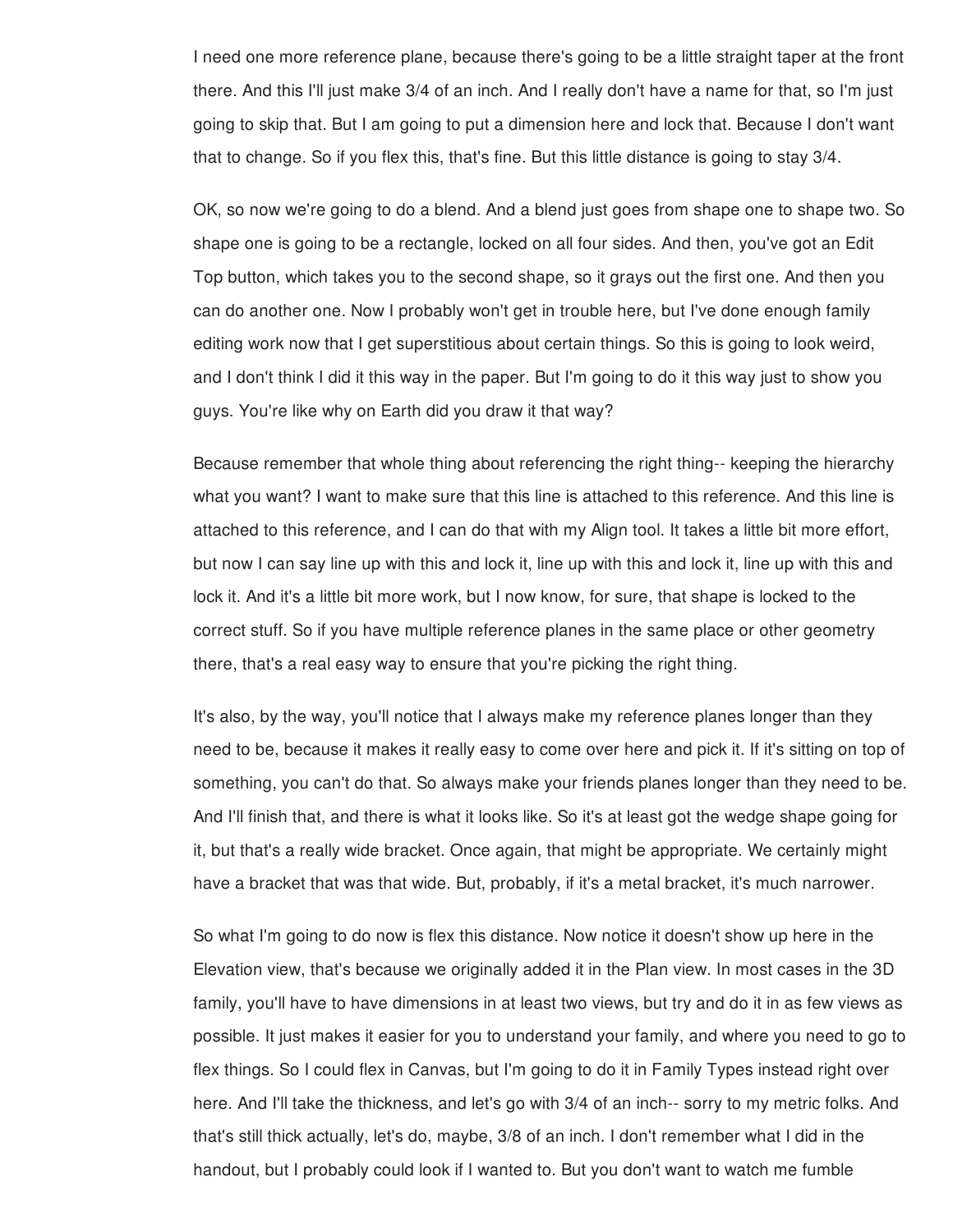I need one more reference plane, because there's going to be a little straight taper at the front there. And this I'll just make 3/4 of an inch. And I really don't have a name for that, so I'm just going to skip that. But I am going to put a dimension here and lock that. Because I don't want that to change. So if you flex this, that's fine. But this little distance is going to stay 3/4.

OK, so now we're going to do a blend. And a blend just goes from shape one to shape two. So shape one is going to be a rectangle, locked on all four sides. And then, you've got an Edit Top button, which takes you to the second shape, so it grays out the first one. And then you can do another one. Now I probably won't get in trouble here, but I've done enough family editing work now that I get superstitious about certain things. So this is going to look weird, and I don't think I did it this way in the paper. But I'm going to do it this way just to show you guys. You're like why on Earth did you draw it that way?

Because remember that whole thing about referencing the right thing-- keeping the hierarchy what you want? I want to make sure that this line is attached to this reference. And this line is attached to this reference, and I can do that with my Align tool. It takes a little bit more effort, but now I can say line up with this and lock it, line up with this and lock it, line up with this and lock it. And it's a little bit more work, but I now know, for sure, that shape is locked to the correct stuff. So if you have multiple reference planes in the same place or other geometry there, that's a real easy way to ensure that you're picking the right thing.

It's also, by the way, you'll notice that I always make my reference planes longer than they need to be, because it makes it really easy to come over here and pick it. If it's sitting on top of something, you can't do that. So always make your friends planes longer than they need to be. And I'll finish that, and there is what it looks like. So it's at least got the wedge shape going for it, but that's a really wide bracket. Once again, that might be appropriate. We certainly might have a bracket that was that wide. But, probably, if it's a metal bracket, it's much narrower.

So what I'm going to do now is flex this distance. Now notice it doesn't show up here in the Elevation view, that's because we originally added it in the Plan view. In most cases in the 3D family, you'll have to have dimensions in at least two views, but try and do it in as few views as possible. It just makes it easier for you to understand your family, and where you need to go to flex things. So I could flex in Canvas, but I'm going to do it in Family Types instead right over here. And I'll take the thickness, and let's go with 3/4 of an inch-- sorry to my metric folks. And that's still thick actually, let's do, maybe, 3/8 of an inch. I don't remember what I did in the handout, but I probably could look if I wanted to. But you don't want to watch me fumble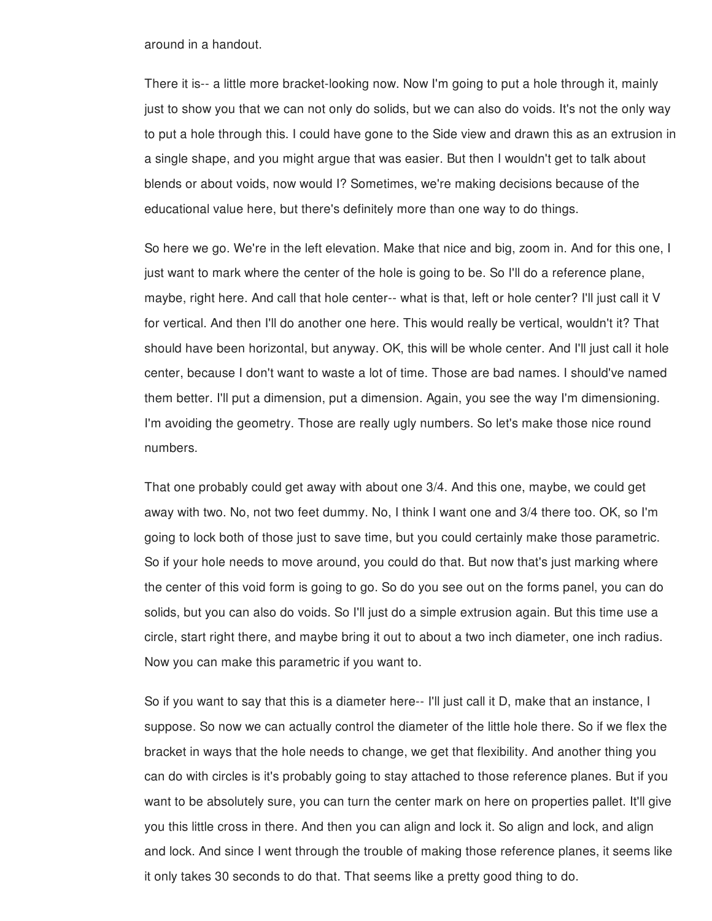around in a handout.

There it is-- a little more bracket-looking now. Now I'm going to put a hole through it, mainly just to show you that we can not only do solids, but we can also do voids. It's not the only way to put a hole through this. I could have gone to the Side view and drawn this as an extrusion in a single shape, and you might argue that was easier. But then I wouldn't get to talk about blends or about voids, now would I? Sometimes, we're making decisions because of the educational value here, but there's definitely more than one way to do things.

So here we go. We're in the left elevation. Make that nice and big, zoom in. And for this one, I just want to mark where the center of the hole is going to be. So I'll do a reference plane, maybe, right here. And call that hole center-- what is that, left or hole center? I'll just call it V for vertical. And then I'll do another one here. This would really be vertical, wouldn't it? That should have been horizontal, but anyway. OK, this will be whole center. And I'll just call it hole center, because I don't want to waste a lot of time. Those are bad names. I should've named them better. I'll put a dimension, put a dimension. Again, you see the way I'm dimensioning. I'm avoiding the geometry. Those are really ugly numbers. So let's make those nice round numbers.

That one probably could get away with about one 3/4. And this one, maybe, we could get away with two. No, not two feet dummy. No, I think I want one and 3/4 there too. OK, so I'm going to lock both of those just to save time, but you could certainly make those parametric. So if your hole needs to move around, you could do that. But now that's just marking where the center of this void form is going to go. So do you see out on the forms panel, you can do solids, but you can also do voids. So I'll just do a simple extrusion again. But this time use a circle, start right there, and maybe bring it out to about a two inch diameter, one inch radius. Now you can make this parametric if you want to.

So if you want to say that this is a diameter here-- I'll just call it D, make that an instance, I suppose. So now we can actually control the diameter of the little hole there. So if we flex the bracket in ways that the hole needs to change, we get that flexibility. And another thing you can do with circles is it's probably going to stay attached to those reference planes. But if you want to be absolutely sure, you can turn the center mark on here on properties pallet. It'll give you this little cross in there. And then you can align and lock it. So align and lock, and align and lock. And since I went through the trouble of making those reference planes, it seems like it only takes 30 seconds to do that. That seems like a pretty good thing to do.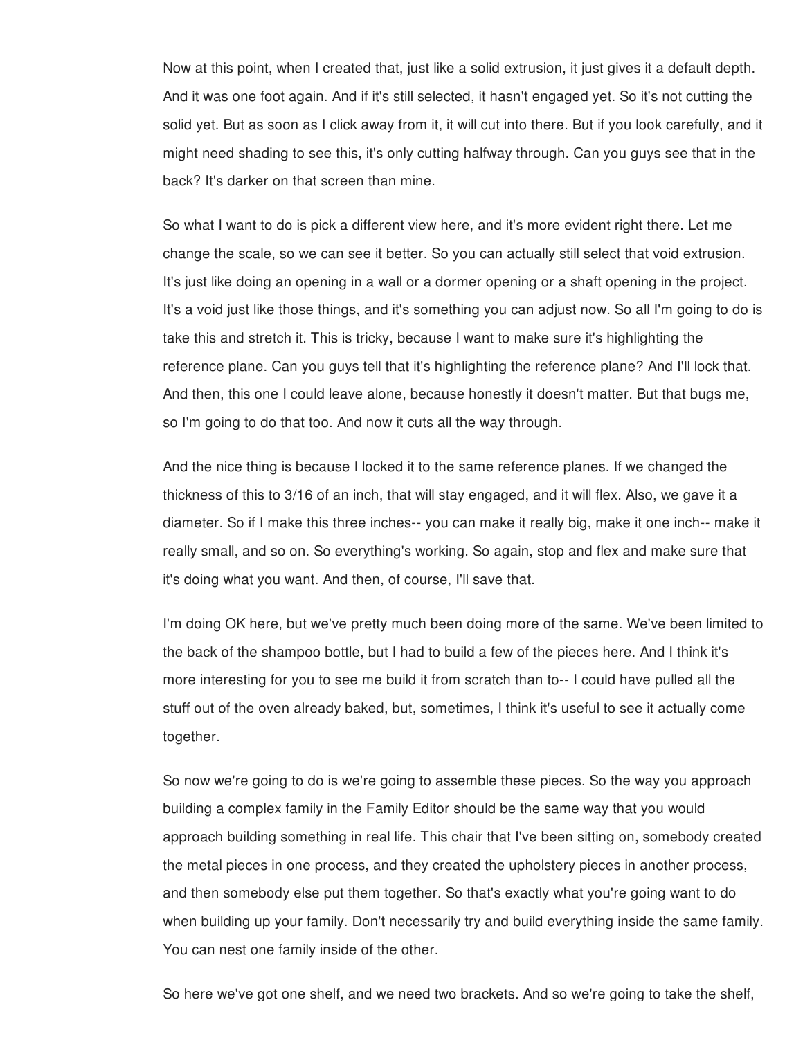Now at this point, when I created that, just like a solid extrusion, it just gives it a default depth. And it was one foot again. And if it's still selected, it hasn't engaged yet. So it's not cutting the solid yet. But as soon as I click away from it, it will cut into there. But if you look carefully, and it might need shading to see this, it's only cutting halfway through. Can you guys see that in the back? It's darker on that screen than mine.

So what I want to do is pick a different view here, and it's more evident right there. Let me change the scale, so we can see it better. So you can actually still select that void extrusion. It's just like doing an opening in a wall or a dormer opening or a shaft opening in the project. It's a void just like those things, and it's something you can adjust now. So all I'm going to do is take this and stretch it. This is tricky, because I want to make sure it's highlighting the reference plane. Can you guys tell that it's highlighting the reference plane? And I'll lock that. And then, this one I could leave alone, because honestly it doesn't matter. But that bugs me, so I'm going to do that too. And now it cuts all the way through.

And the nice thing is because I locked it to the same reference planes. If we changed the thickness of this to 3/16 of an inch, that will stay engaged, and it will flex. Also, we gave it a diameter. So if I make this three inches-- you can make it really big, make it one inch-- make it really small, and so on. So everything's working. So again, stop and flex and make sure that it's doing what you want. And then, of course, I'll save that.

I'm doing OK here, but we've pretty much been doing more of the same. We've been limited to the back of the shampoo bottle, but I had to build a few of the pieces here. And I think it's more interesting for you to see me build it from scratch than to-- I could have pulled all the stuff out of the oven already baked, but, sometimes, I think it's useful to see it actually come together.

So now we're going to do is we're going to assemble these pieces. So the way you approach building a complex family in the Family Editor should be the same way that you would approach building something in real life. This chair that I've been sitting on, somebody created the metal pieces in one process, and they created the upholstery pieces in another process, and then somebody else put them together. So that's exactly what you're going want to do when building up your family. Don't necessarily try and build everything inside the same family. You can nest one family inside of the other.

So here we've got one shelf, and we need two brackets. And so we're going to take the shelf,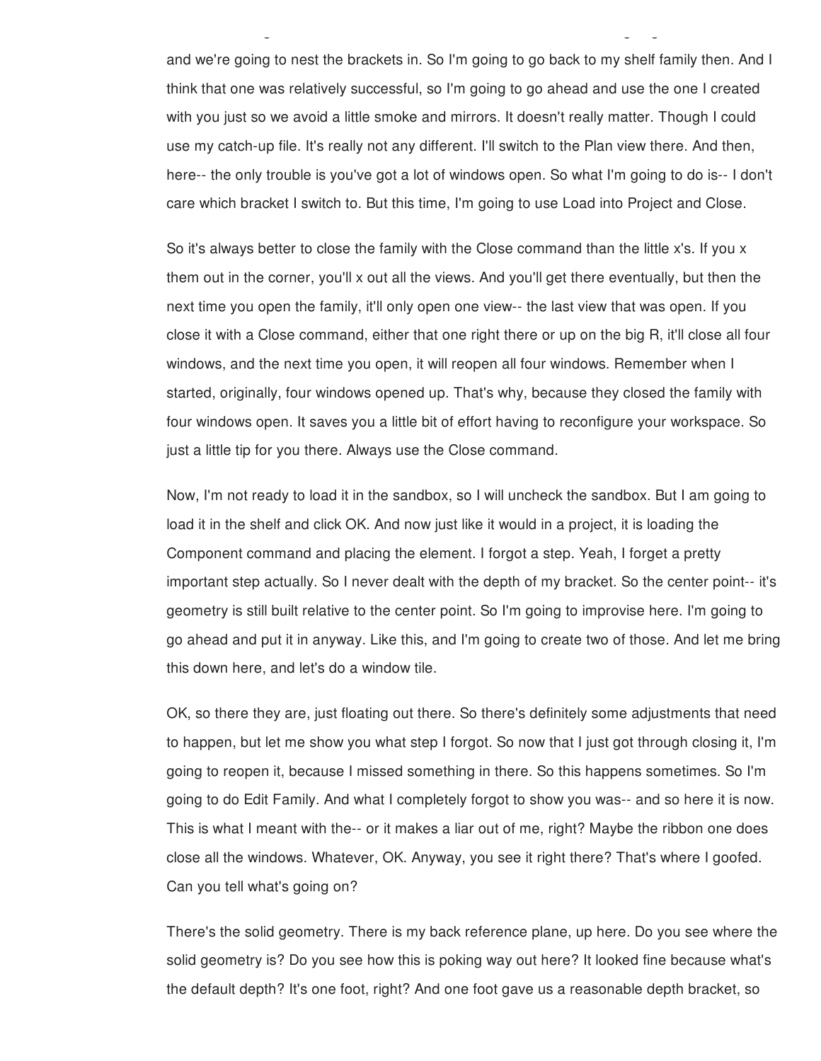and we're going to nest the brackets in. So I'm going to go back to my shelf family then. And I think that one was relatively successful, so I'm going to go ahead and use the one I created with you just so we avoid a little smoke and mirrors. It doesn't really matter. Though I could use my catch-up file. It's really not any different. I'll switch to the Plan view there. And then, here-- the only trouble is you've got a lot of windows open. So what I'm going to do is-- I don't care which bracket I switch to. But this time, I'm going to use Load into Project and Close.

So it's always better to close the family with the Close command than the little x's. If you x them out in the corner, you'll x out all the views. And you'll get there eventually, but then the next time you open the family, it'll only open one view-- the last view that was open. If you close it with a Close command, either that one right there or up on the big R, it'll close all four windows, and the next time you open, it will reopen all four windows. Remember when I started, originally, four windows opened up. That's why, because they closed the family with four windows open. It saves you a little bit of effort having to reconfigure your workspace. So just a little tip for you there. Always use the Close command.

Now, I'm not ready to load it in the sandbox, so I will uncheck the sandbox. But I am going to load it in the shelf and click OK. And now just like it would in a project, it is loading the Component command and placing the element. I forgot a step. Yeah, I forget a pretty important step actually. So I never dealt with the depth of my bracket. So the center point-- it's geometry is still built relative to the center point. So I'm going to improvise here. I'm going to go ahead and put it in anyway. Like this, and I'm going to create two of those. And let me bring this down here, and let's do a window tile.

OK, so there they are, just floating out there. So there's definitely some adjustments that need to happen, but let me show you what step I forgot. So now that I just got through closing it, I'm going to reopen it, because I missed something in there. So this happens sometimes. So I'm going to do Edit Family. And what I completely forgot to show you was-- and so here it is now. This is what I meant with the-- or it makes a liar out of me, right? Maybe the ribbon one does close all the windows. Whatever, OK. Anyway, you see it right there? That's where I goofed. Can you tell what's going on?

There's the solid geometry. There is my back reference plane, up here. Do you see where the solid geometry is? Do you see how this is poking way out here? It looked fine because what's the default depth? It's one foot, right? And one foot gave us a reasonable depth bracket, so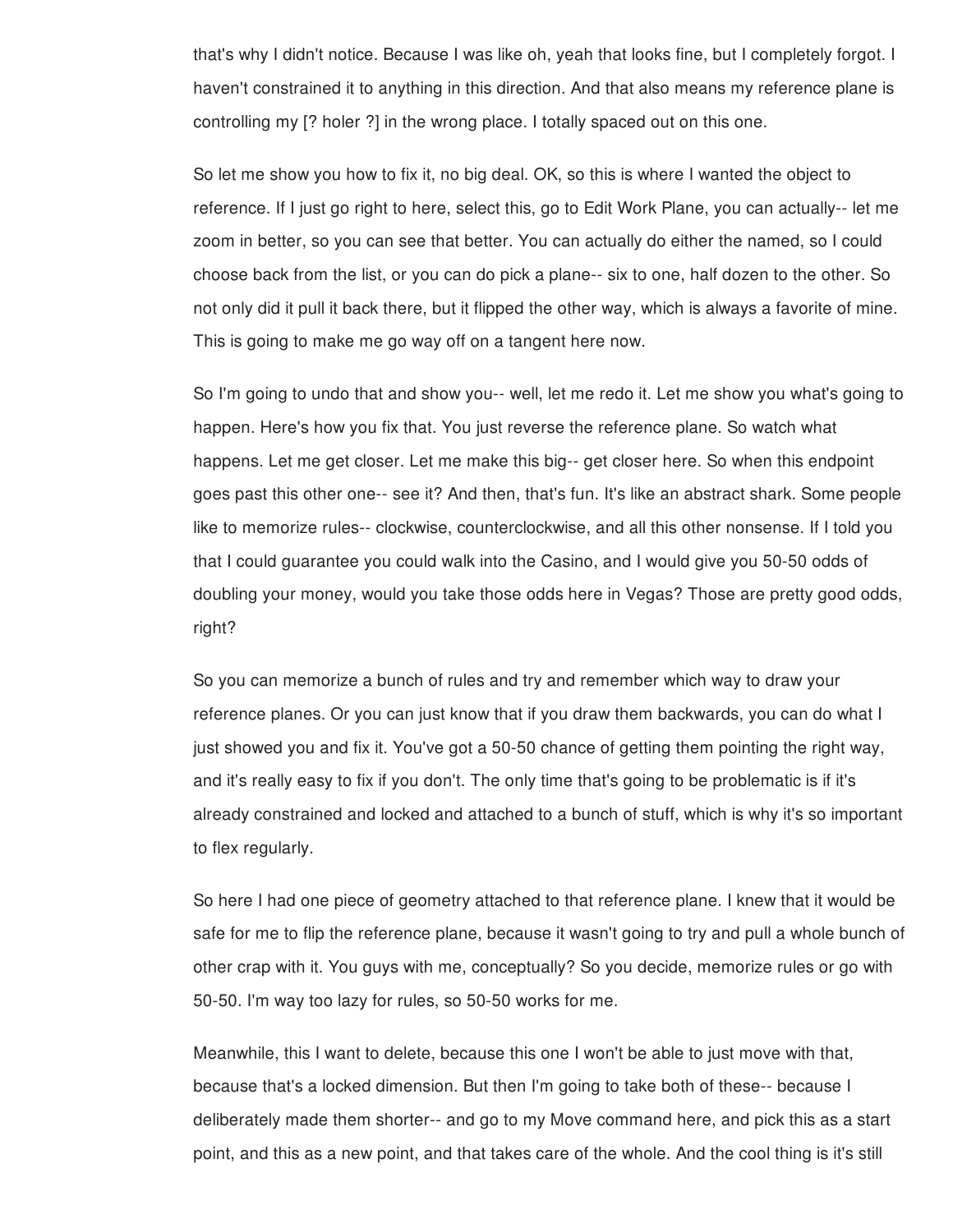that's why I didn't notice. Because I was like oh, yeah that looks fine, but I completely forgot. I haven't constrained it to anything in this direction. And that also means my reference plane is controlling my [? holer ?] in the wrong place. I totally spaced out on this one.

So let me show you how to fix it, no big deal. OK, so this is where I wanted the object to reference. If I just go right to here, select this, go to Edit Work Plane, you can actually-- let me zoom in better, so you can see that better. You can actually do either the named, so I could choose back from the list, or you can do pick a plane-- six to one, half dozen to the other. So not only did it pull it back there, but it flipped the other way, which is always a favorite of mine. This is going to make me go way off on a tangent here now.

So I'm going to undo that and show you-- well, let me redo it. Let me show you what's going to happen. Here's how you fix that. You just reverse the reference plane. So watch what happens. Let me get closer. Let me make this big-- get closer here. So when this endpoint goes past this other one-- see it? And then, that's fun. It's like an abstract shark. Some people like to memorize rules-- clockwise, counterclockwise, and all this other nonsense. If I told you that I could guarantee you could walk into the Casino, and I would give you 50-50 odds of doubling your money, would you take those odds here in Vegas? Those are pretty good odds, right?

So you can memorize a bunch of rules and try and remember which way to draw your reference planes. Or you can just know that if you draw them backwards, you can do what I just showed you and fix it. You've got a 50-50 chance of getting them pointing the right way, and it's really easy to fix if you don't. The only time that's going to be problematic is if it's already constrained and locked and attached to a bunch of stuff, which is why it's so important to flex regularly.

So here I had one piece of geometry attached to that reference plane. I knew that it would be safe for me to flip the reference plane, because it wasn't going to try and pull a whole bunch of other crap with it. You guys with me, conceptually? So you decide, memorize rules or go with 50-50. I'm way too lazy for rules, so 50-50 works for me.

Meanwhile, this I want to delete, because this one I won't be able to just move with that, because that's a locked dimension. But then I'm going to take both of these-- because I deliberately made them shorter-- and go to my Move command here, and pick this as a start point, and this as a new point, and that takes care of the whole. And the cool thing is it's still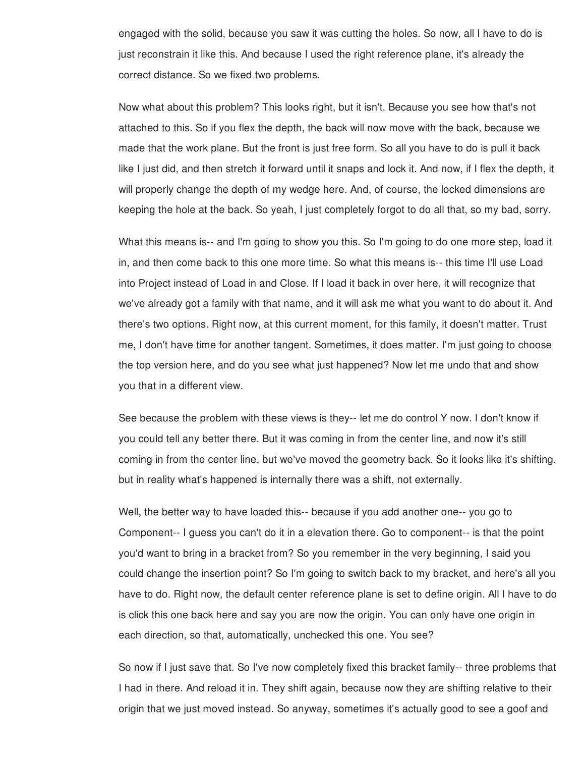engaged with the solid, because you saw it was cutting the holes. So now, all I have to do is just reconstrain it like this. And because I used the right reference plane, it's already the correct distance. So we fixed two problems.

Now what about this problem? This looks right, but it isn't. Because you see how that's not attached to this. So if you flex the depth, the back will now move with the back, because we made that the work plane. But the front is just free form. So all you have to do is pull it back like I just did, and then stretch it forward until it snaps and lock it. And now, if I flex the depth, it will properly change the depth of my wedge here. And, of course, the locked dimensions are keeping the hole at the back. So yeah, I just completely forgot to do all that, so my bad, sorry.

What this means is-- and I'm going to show you this. So I'm going to do one more step, load it in, and then come back to this one more time. So what this means is-- this time I'll use Load into Project instead of Load in and Close. If I load it back in over here, it will recognize that we've already got a family with that name, and it will ask me what you want to do about it. And there's two options. Right now, at this current moment, for this family, it doesn't matter. Trust me, I don't have time for another tangent. Sometimes, it does matter. I'm just going to choose the top version here, and do you see what just happened? Now let me undo that and show you that in a different view.

See because the problem with these views is they-- let me do control Y now. I don't know if you could tell any better there. But it was coming in from the center line, and now it's still coming in from the center line, but we've moved the geometry back. So it looks like it's shifting, but in reality what's happened is internally there was a shift, not externally.

Well, the better way to have loaded this-- because if you add another one-- you go to Component-- I guess you can't do it in a elevation there. Go to component-- is that the point you'd want to bring in a bracket from? So you remember in the very beginning, I said you could change the insertion point? So I'm going to switch back to my bracket, and here's all you have to do. Right now, the default center reference plane is set to define origin. All I have to do is click this one back here and say you are now the origin. You can only have one origin in each direction, so that, automatically, unchecked this one. You see?

So now if I just save that. So I've now completely fixed this bracket family-- three problems that I had in there. And reload it in. They shift again, because now they are shifting relative to their origin that we just moved instead. So anyway, sometimes it's actually good to see a goof and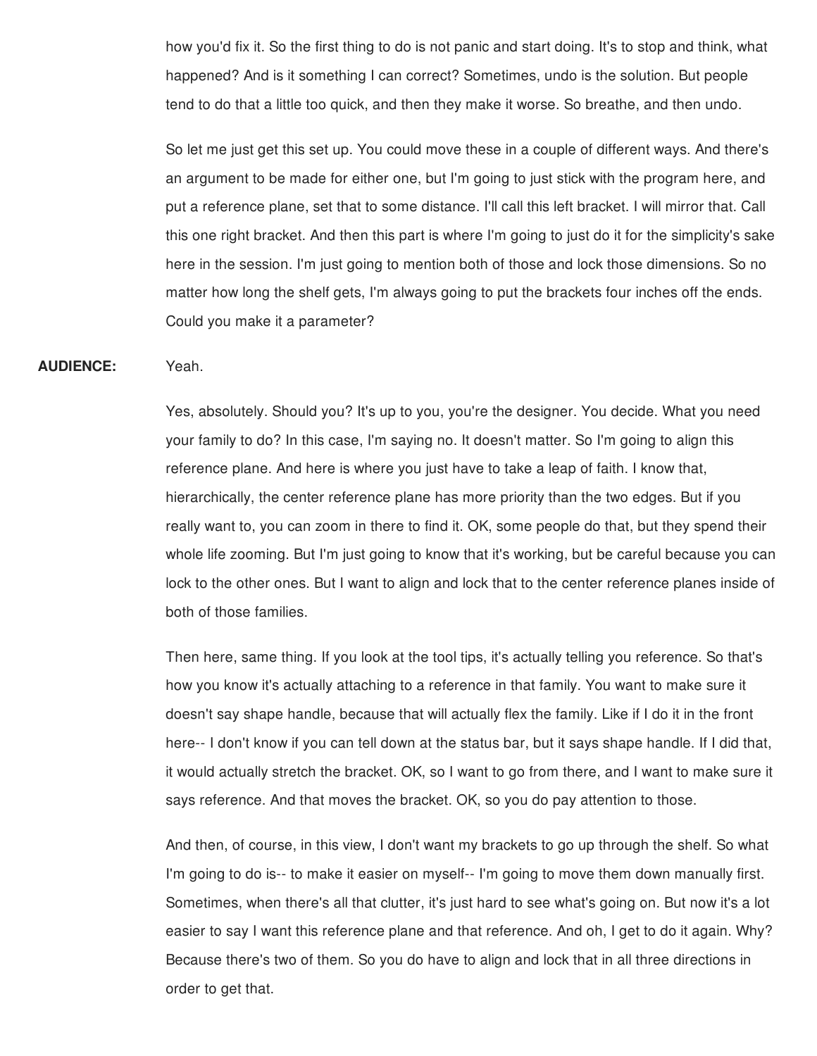how you'd fix it. So the first thing to do is not panic and start doing. It's to stop and think, what happened? And is it something I can correct? Sometimes, undo is the solution. But people tend to do that a little too quick, and then they make it worse. So breathe, and then undo.

So let me just get this set up. You could move these in a couple of different ways. And there's an argument to be made for either one, but I'm going to just stick with the program here, and put a reference plane, set that to some distance. I'll call this left bracket. I will mirror that. Call this one right bracket. And then this part is where I'm going to just do it for the simplicity's sake here in the session. I'm just going to mention both of those and lock those dimensions. So no matter how long the shelf gets, I'm always going to put the brackets four inches off the ends. Could you make it a parameter?

**AUDIENCE:** Yeah.

Yes, absolutely. Should you? It's up to you, you're the designer. You decide. What you need your family to do? In this case, I'm saying no. It doesn't matter. So I'm going to align this reference plane. And here is where you just have to take a leap of faith. I know that, hierarchically, the center reference plane has more priority than the two edges. But if you really want to, you can zoom in there to find it. OK, some people do that, but they spend their whole life zooming. But I'm just going to know that it's working, but be careful because you can lock to the other ones. But I want to align and lock that to the center reference planes inside of both of those families.

Then here, same thing. If you look at the tool tips, it's actually telling you reference. So that's how you know it's actually attaching to a reference in that family. You want to make sure it doesn't say shape handle, because that will actually flex the family. Like if I do it in the front here-- I don't know if you can tell down at the status bar, but it says shape handle. If I did that, it would actually stretch the bracket. OK, so I want to go from there, and I want to make sure it says reference. And that moves the bracket. OK, so you do pay attention to those.

And then, of course, in this view, I don't want my brackets to go up through the shelf. So what I'm going to do is-- to make it easier on myself-- I'm going to move them down manually first. Sometimes, when there's all that clutter, it's just hard to see what's going on. But now it's a lot easier to say I want this reference plane and that reference. And oh, I get to do it again. Why? Because there's two of them. So you do have to align and lock that in all three directions in order to get that.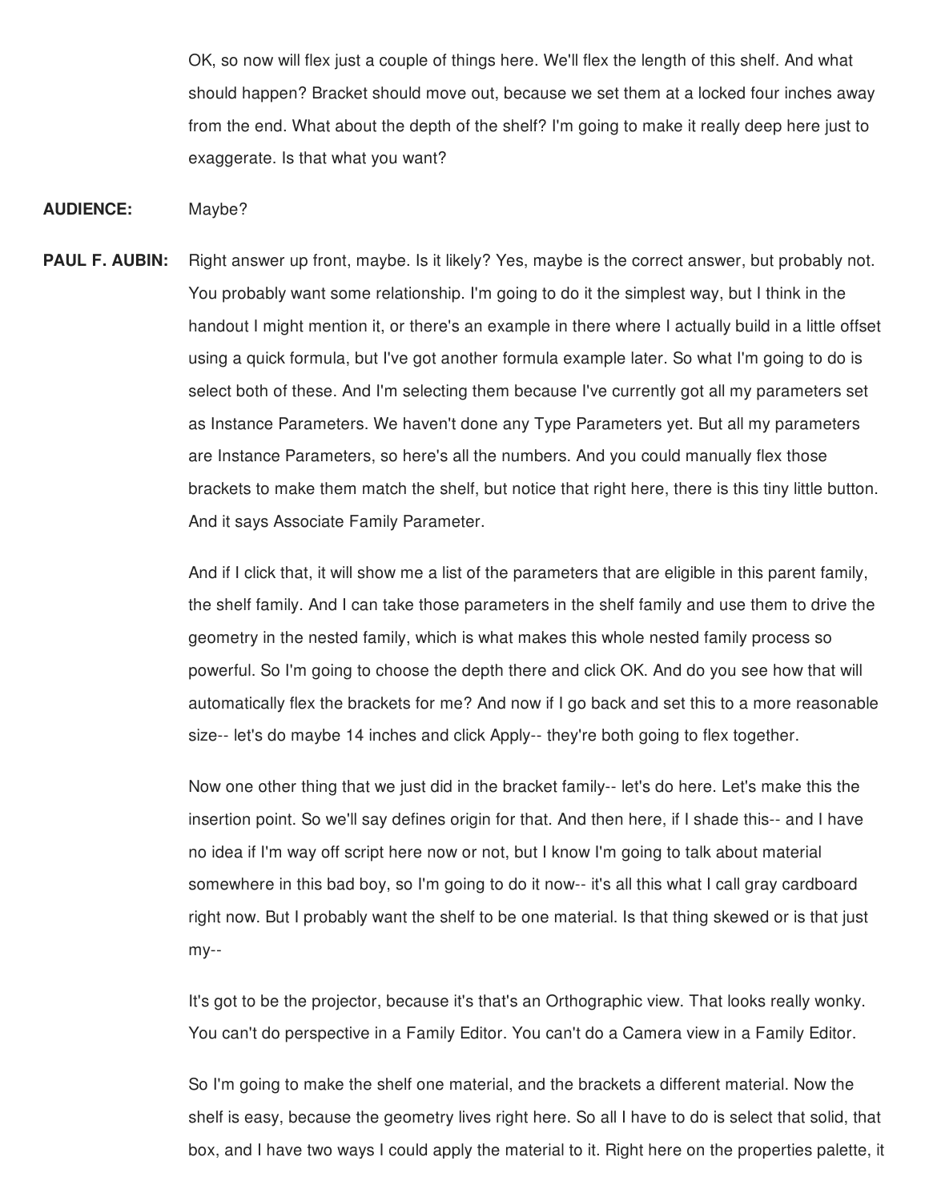OK, so now will flex just a couple of things here. We'll flex the length of this shelf. And what should happen? Bracket should move out, because we set them at a locked four inches away from the end. What about the depth of the shelf? I'm going to make it really deep here just to exaggerate. Is that what you want?

**AUDIENCE:** Maybe?

**PAUL F. AUBIN:** Right answer up front, maybe. Is it likely? Yes, maybe is the correct answer, but probably not. You probably want some relationship. I'm going to do it the simplest way, but I think in the handout I might mention it, or there's an example in there where I actually build in a little offset using a quick formula, but I've got another formula example later. So what I'm going to do is select both of these. And I'm selecting them because I've currently got all my parameters set as Instance Parameters. We haven't done any Type Parameters yet. But all my parameters are Instance Parameters, so here's all the numbers. And you could manually flex those brackets to make them match the shelf, but notice that right here, there is this tiny little button. And it says Associate Family Parameter.

And if I click that, it will show me a list of the parameters that are eligible in this parent family, the shelf family. And I can take those parameters in the shelf family and use them to drive the geometry in the nested family, which is what makes this whole nested family process so powerful. So I'm going to choose the depth there and click OK. And do you see how that will automatically flex the brackets for me? And now if I go back and set this to a more reasonable size-- let's do maybe 14 inches and click Apply-- they're both going to flex together.

Now one other thing that we just did in the bracket family-- let's do here. Let's make this the insertion point. So we'll say defines origin for that. And then here, if I shade this-- and I have no idea if I'm way off script here now or not, but I know I'm going to talk about material somewhere in this bad boy, so I'm going to do it now-- it's all this what I call gray cardboard right now. But I probably want the shelf to be one material. Is that thing skewed or is that just my--

It's got to be the projector, because it's that's an Orthographic view. That looks really wonky. You can't do perspective in a Family Editor. You can't do a Camera view in a Family Editor.

So I'm going to make the shelf one material, and the brackets a different material. Now the shelf is easy, because the geometry lives right here. So all I have to do is select that solid, that box, and I have two ways I could apply the material to it. Right here on the properties palette, it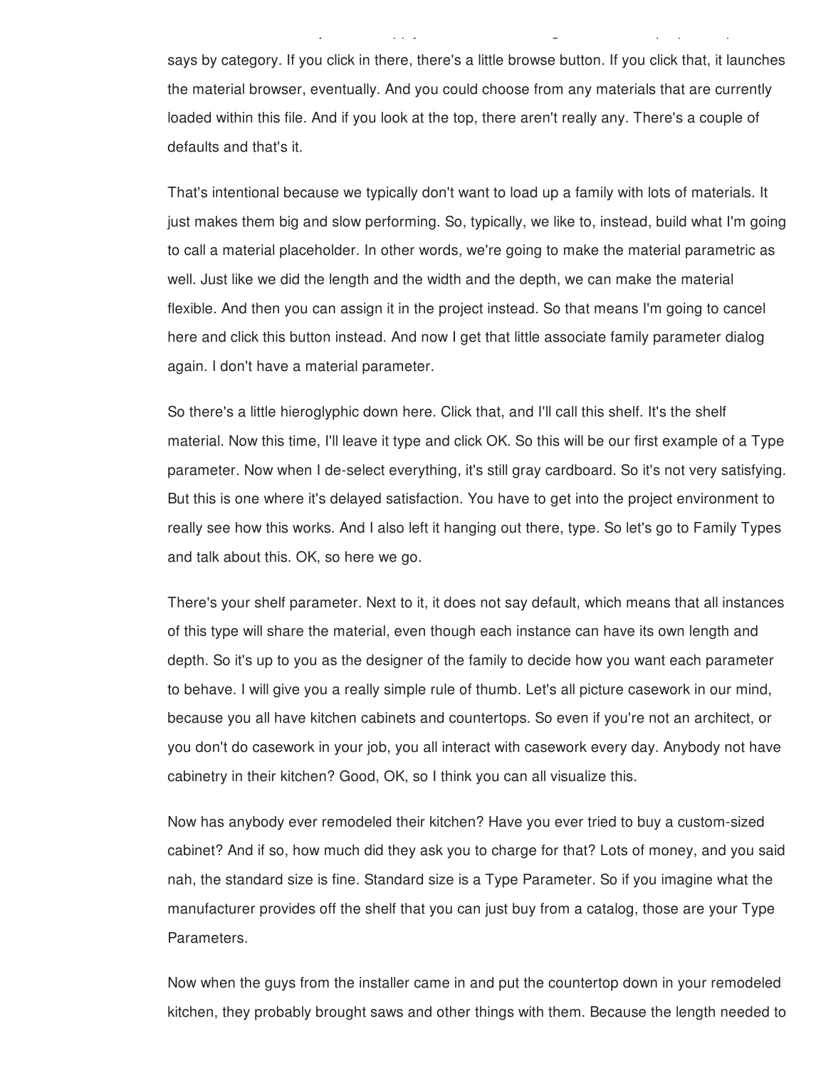says by category. If you click in there, there's a little browse button. If you click that, it launches the material browser, eventually. And you could choose from any materials that are currently loaded within this file. And if you look at the top, there aren't really any. There's a couple of defaults and that's it.

That's intentional because we typically don't want to load up a family with lots of materials. It just makes them big and slow performing. So, typically, we like to, instead, build what I'm going to call a material placeholder. In other words, we're going to make the material parametric as well. Just like we did the length and the width and the depth, we can make the material flexible. And then you can assign it in the project instead. So that means I'm going to cancel here and click this button instead. And now I get that little associate family parameter dialog again. I don't have a material parameter.

So there's a little hieroglyphic down here. Click that, and I'll call this shelf. It's the shelf material. Now this time, I'll leave it type and click OK. So this will be our first example of a Type parameter. Now when I de-select everything, it's still gray cardboard. So it's not very satisfying. But this is one where it's delayed satisfaction. You have to get into the project environment to really see how this works. And I also left it hanging out there, type. So let's go to Family Types and talk about this. OK, so here we go.

There's your shelf parameter. Next to it, it does not say default, which means that all instances of this type will share the material, even though each instance can have its own length and depth. So it's up to you as the designer of the family to decide how you want each parameter to behave. I will give you a really simple rule of thumb. Let's all picture casework in our mind, because you all have kitchen cabinets and countertops. So even if you're not an architect, or you don't do casework in your job, you all interact with casework every day. Anybody not have cabinetry in their kitchen? Good, OK, so I think you can all visualize this.

Now has anybody ever remodeled their kitchen? Have you ever tried to buy a custom-sized cabinet? And if so, how much did they ask you to charge for that? Lots of money, and you said nah, the standard size is fine. Standard size is a Type Parameter. So if you imagine what the manufacturer provides off the shelf that you can just buy from a catalog, those are your Type Parameters.

Now when the guys from the installer came in and put the countertop down in your remodeled kitchen, they probably brought saws and other things with them. Because the length needed to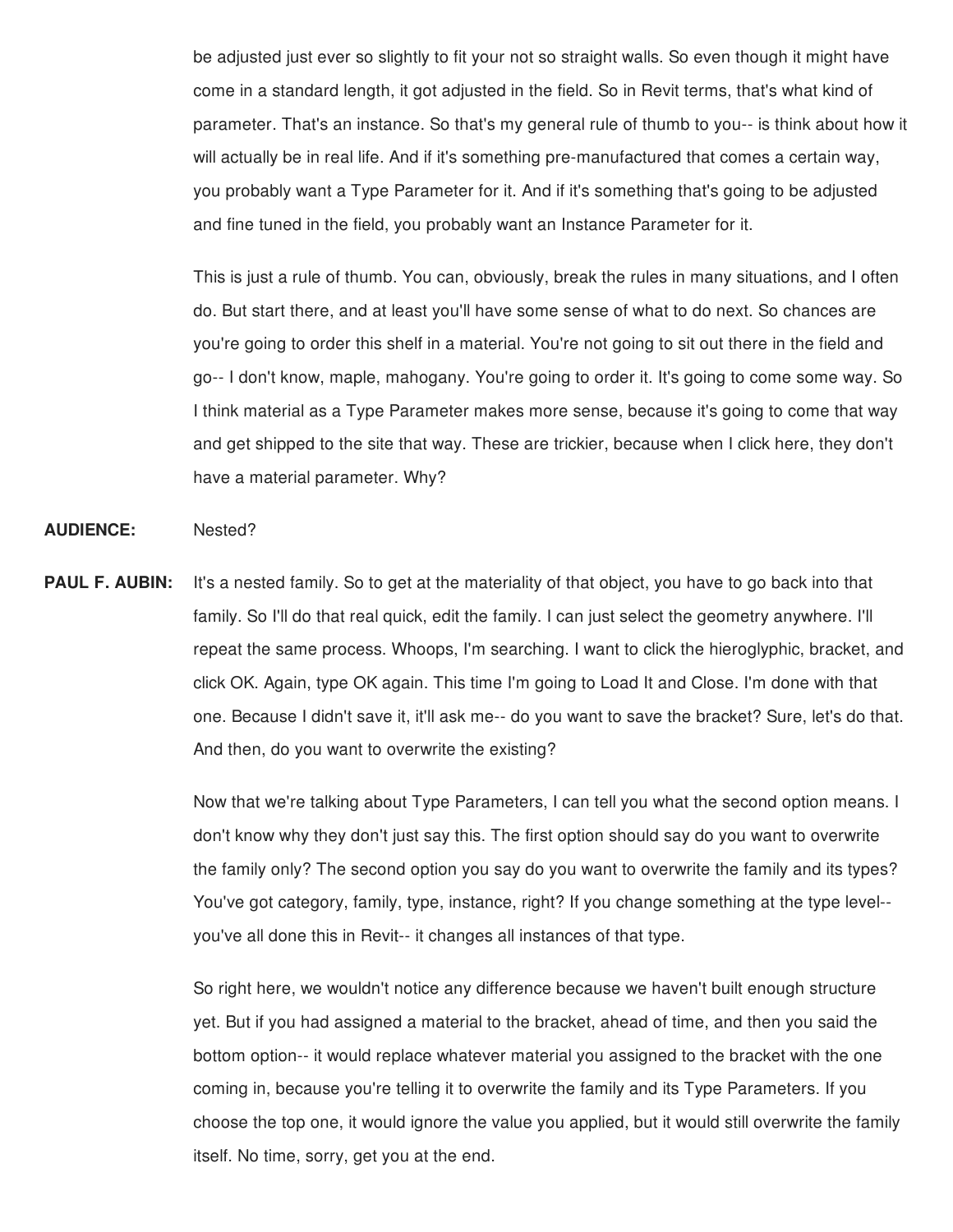be adjusted just ever so slightly to fit your not so straight walls. So even though it might have come in a standard length, it got adjusted in the field. So in Revit terms, that's what kind of parameter. That's an instance. So that's my general rule of thumb to you-- is think about how it will actually be in real life. And if it's something pre-manufactured that comes a certain way, you probably want a Type Parameter for it. And if it's something that's going to be adjusted and fine tuned in the field, you probably want an Instance Parameter for it.

This is just a rule of thumb. You can, obviously, break the rules in many situations, and I often do. But start there, and at least you'll have some sense of what to do next. So chances are you're going to order this shelf in a material. You're not going to sit out there in the field and go-- I don't know, maple, mahogany. You're going to order it. It's going to come some way. So I think material as a Type Parameter makes more sense, because it's going to come that way and get shipped to the site that way. These are trickier, because when I click here, they don't have a material parameter. Why?

**AUDIENCE:** Nested?

**PAUL F. AUBIN:** It's a nested family. So to get at the materiality of that object, you have to go back into that family. So I'll do that real quick, edit the family. I can just select the geometry anywhere. I'll repeat the same process. Whoops, I'm searching. I want to click the hieroglyphic, bracket, and click OK. Again, type OK again. This time I'm going to Load It and Close. I'm done with that one. Because I didn't save it, it'll ask me-- do you want to save the bracket? Sure, let's do that. And then, do you want to overwrite the existing?

Now that we're talking about Type Parameters, I can tell you what the second option means. I don't know why they don't just say this. The first option should say do you want to overwrite the family only? The second option you say do you want to overwrite the family and its types? You've got category, family, type, instance, right? If you change something at the type level-- you've all done this in Revit-- it changes all instances of that type.

So right here, we wouldn't notice any difference because we haven't built enough structure yet. But if you had assigned a material to the bracket, ahead of time, and then you said the bottom option-- it would replace whatever material you assigned to the bracket with the one coming in, because you're telling it to overwrite the family and its Type Parameters. If you choose the top one, it would ignore the value you applied, but it would still overwrite the family itself. No time, sorry, get you at the end.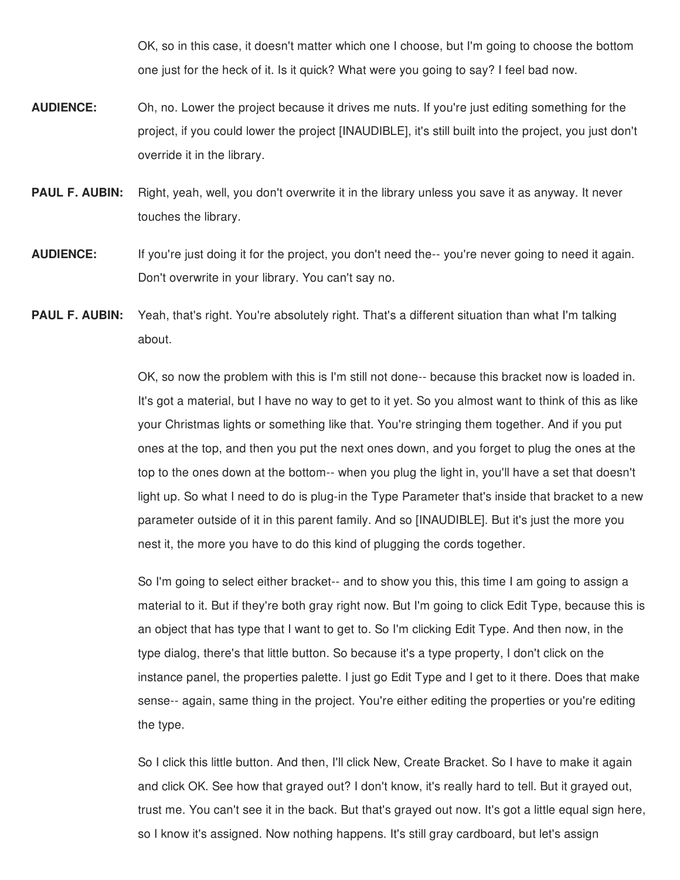OK, so in this case, it doesn't matter which one I choose, but I'm going to choose the bottom one just for the heck of it. Is it quick? What were you going to say? I feel bad now.

**AUDIENCE:** Oh, no. Lower the project because it drives me nuts. If you're just editing something for the project, if you could lower the project [INAUDIBLE], it's still built into the project, you just don't override it in the library.

**PAUL F. AUBIN:** Right, yeah, well, you don't overwrite it in the library unless you save it as anyway. It never touches the library.

**AUDIENCE:** If you're just doing it for the project, you don't need the-- you're never going to need it again. Don't overwrite in your library. You can't say no.

**PAUL F. AUBIN:** Yeah, that's right. You're absolutely right. That's a different situation than what I'm talking about.

OK, so now the problem with this is I'm still not done-- because this bracket now is loaded in. It's got a material, but I have no way to get to it yet. So you almost want to think of this as like your Christmas lights or something like that. You're stringing them together. And if you put ones at the top, and then you put the next ones down, and you forget to plug the ones at the top to the ones down at the bottom-- when you plug the light in, you'll have a set that doesn't light up. So what I need to do is plug-in the Type Parameter that's inside that bracket to a new parameter outside of it in this parent family. And so [INAUDIBLE]. But it's just the more you nest it, the more you have to do this kind of plugging the cords together.

So I'm going to select either bracket-- and to show you this, this time I am going to assign a material to it. But if they're both gray right now. But I'm going to click Edit Type, because this is an object that has type that I want to get to. So I'm clicking Edit Type. And then now, in the type dialog, there's that little button. So because it's a type property, I don't click on the instance panel, the properties palette. I just go Edit Type and I get to it there. Does that make sense-- again, same thing in the project. You're either editing the properties or you're editing the type.

So I click this little button. And then, I'll click New, Create Bracket. So I have to make it again and click OK. See how that grayed out? I don't know, it's really hard to tell. But it grayed out, trust me. You can't see it in the back. But that's grayed out now. It's got a little equal sign here, so I know it's assigned. Now nothing happens. It's still gray cardboard, but let's assign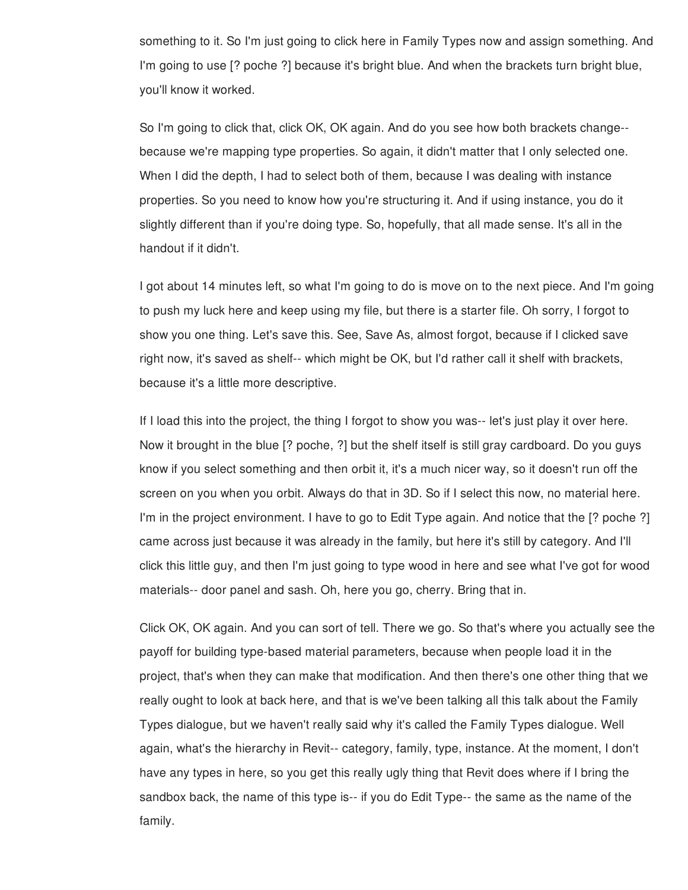something to it. So I'm just going to click here in Family Types now and assign something. And I'm going to use [? poche ?] because it's bright blue. And when the brackets turn bright blue, you'll know it worked.

So I'm going to click that, click OK, OK again. And do you see how both brackets change-- because we're mapping type properties. So again, it didn't matter that I only selected one. When I did the depth, I had to select both of them, because I was dealing with instance properties. So you need to know how you're structuring it. And if using instance, you do it slightly different than if you're doing type. So, hopefully, that all made sense. It's all in the handout if it didn't.

I got about 14 minutes left, so what I'm going to do is move on to the next piece. And I'm going to push my luck here and keep using my file, but there is a starter file. Oh sorry, I forgot to show you one thing. Let's save this. See, Save As, almost forgot, because if I clicked save right now, it's saved as shelf-- which might be OK, but I'd rather call it shelf with brackets, because it's a little more descriptive.

If I load this into the project, the thing I forgot to show you was-- let's just play it over here. Now it brought in the blue [? poche, ?] but the shelf itself is still gray cardboard. Do you guys know if you select something and then orbit it, it's a much nicer way, so it doesn't run off the screen on you when you orbit. Always do that in 3D. So if I select this now, no material here. I'm in the project environment. I have to go to Edit Type again. And notice that the [? poche ?] came across just because it was already in the family, but here it's still by category. And I'll click this little guy, and then I'm just going to type wood in here and see what I've got for wood materials-- door panel and sash. Oh, here you go, cherry. Bring that in.

Click OK, OK again. And you can sort of tell. There we go. So that's where you actually see the payoff for building type-based material parameters, because when people load it in the project, that's when they can make that modification. And then there's one other thing that we really ought to look at back here, and that is we've been talking all this talk about the Family Types dialogue, but we haven't really said why it's called the Family Types dialogue. Well again, what's the hierarchy in Revit-- category, family, type, instance. At the moment, I don't have any types in here, so you get this really ugly thing that Revit does where if I bring the sandbox back, the name of this type is-- if you do Edit Type-- the same as the name of the family.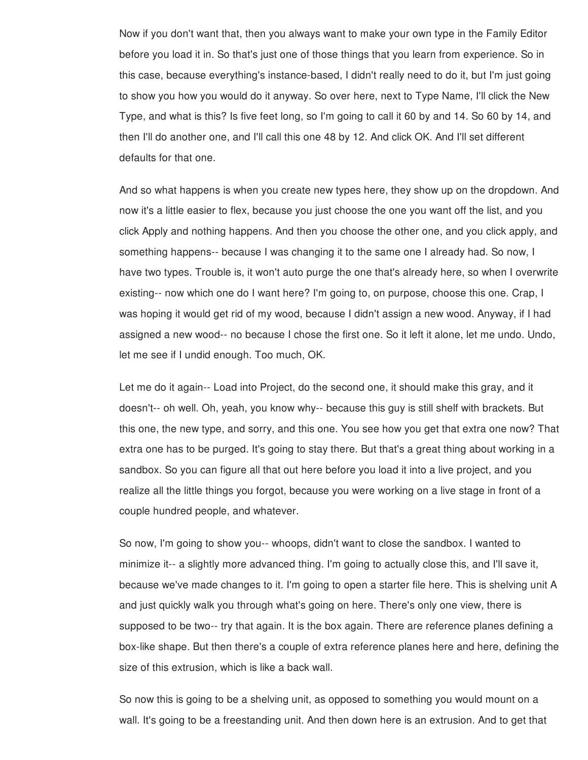Now if you don't want that, then you always want to make your own type in the Family Editor before you load it in. So that's just one of those things that you learn from experience. So in this case, because everything's instance-based, I didn't really need to do it, but I'm just going to show you how you would do it anyway. So over here, next to Type Name, I'll click the New Type, and what is this? Is five feet long, so I'm going to call it 60 by and 14. So 60 by 14, and then I'll do another one, and I'll call this one 48 by 12. And click OK. And I'll set different defaults for that one.

And so what happens is when you create new types here, they show up on the dropdown. And now it's a little easier to flex, because you just choose the one you want off the list, and you click Apply and nothing happens. And then you choose the other one, and you click apply, and something happens-- because I was changing it to the same one I already had. So now, I have two types. Trouble is, it won't auto purge the one that's already here, so when I overwrite existing-- now which one do I want here? I'm going to, on purpose, choose this one. Crap, I was hoping it would get rid of my wood, because I didn't assign a new wood. Anyway, if I had assigned a new wood-- no because I chose the first one. So it left it alone, let me undo. Undo, let me see if I undid enough. Too much, OK.

Let me do it again-- Load into Project, do the second one, it should make this gray, and it doesn't-- oh well. Oh, yeah, you know why-- because this guy is still shelf with brackets. But this one, the new type, and sorry, and this one. You see how you get that extra one now? That extra one has to be purged. It's going to stay there. But that's a great thing about working in a sandbox. So you can figure all that out here before you load it into a live project, and you realize all the little things you forgot, because you were working on a live stage in front of a couple hundred people, and whatever.

So now, I'm going to show you-- whoops, didn't want to close the sandbox. I wanted to minimize it-- a slightly more advanced thing. I'm going to actually close this, and I'll save it, because we've made changes to it. I'm going to open a starter file here. This is shelving unit A and just quickly walk you through what's going on here. There's only one view, there is supposed to be two-- try that again. It is the box again. There are reference planes defining a box-like shape. But then there's a couple of extra reference planes here and here, defining the size of this extrusion, which is like a back wall.

So now this is going to be a shelving unit, as opposed to something you would mount on a wall. It's going to be a freestanding unit. And then down here is an extrusion. And to get that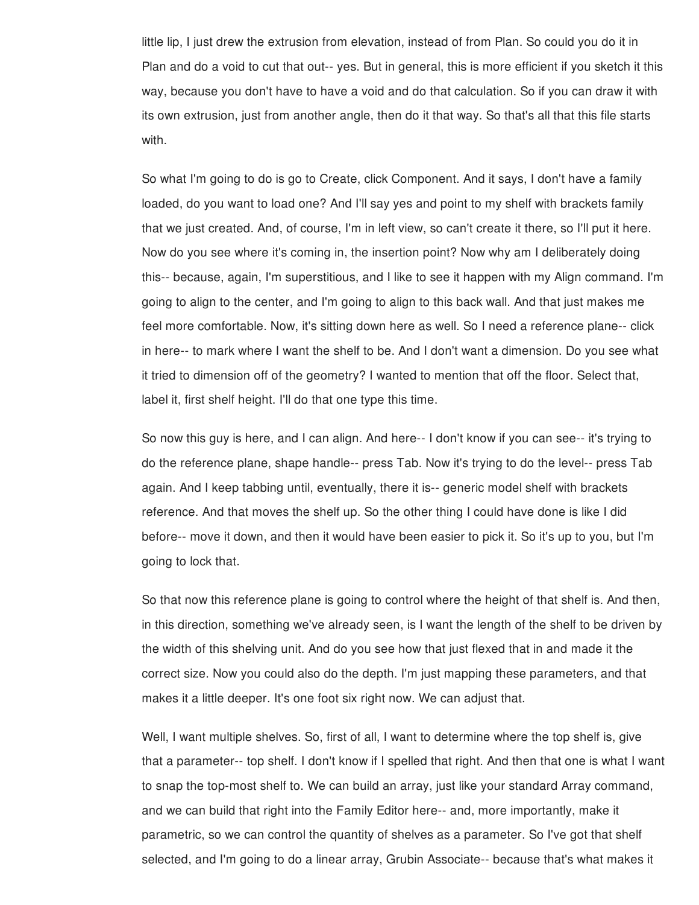little lip, I just drew the extrusion from elevation, instead of from Plan. So could you do it in Plan and do a void to cut that out-- yes. But in general, this is more efficient if you sketch it this way, because you don't have to have a void and do that calculation. So if you can draw it with its own extrusion, just from another angle, then do it that way. So that's all that this file starts with.

So what I'm going to do is go to Create, click Component. And it says, I don't have a family loaded, do you want to load one? And I'll say yes and point to my shelf with brackets family that we just created. And, of course, I'm in left view, so can't create it there, so I'll put it here. Now do you see where it's coming in, the insertion point? Now why am I deliberately doing this-- because, again, I'm superstitious, and I like to see it happen with my Align command. I'm going to align to the center, and I'm going to align to this back wall. And that just makes me feel more comfortable. Now, it's sitting down here as well. So I need a reference plane-- click in here-- to mark where I want the shelf to be. And I don't want a dimension. Do you see what it tried to dimension off of the geometry? I wanted to mention that off the floor. Select that, label it, first shelf height. I'll do that one type this time.

So now this guy is here, and I can align. And here-- I don't know if you can see-- it's trying to do the reference plane, shape handle-- press Tab. Now it's trying to do the level-- press Tab again. And I keep tabbing until, eventually, there it is-- generic model shelf with brackets reference. And that moves the shelf up. So the other thing I could have done is like I did before-- move it down, and then it would have been easier to pick it. So it's up to you, but I'm going to lock that.

So that now this reference plane is going to control where the height of that shelf is. And then, in this direction, something we've already seen, is I want the length of the shelf to be driven by the width of this shelving unit. And do you see how that just flexed that in and made it the correct size. Now you could also do the depth. I'm just mapping these parameters, and that makes it a little deeper. It's one foot six right now. We can adjust that.

Well, I want multiple shelves. So, first of all, I want to determine where the top shelf is, give that a parameter-- top shelf. I don't know if I spelled that right. And then that one is what I want to snap the top-most shelf to. We can build an array, just like your standard Array command, and we can build that right into the Family Editor here-- and, more importantly, make it parametric, so we can control the quantity of shelves as a parameter. So I've got that shelf selected, and I'm going to do a linear array, Grubin Associate-- because that's what makes it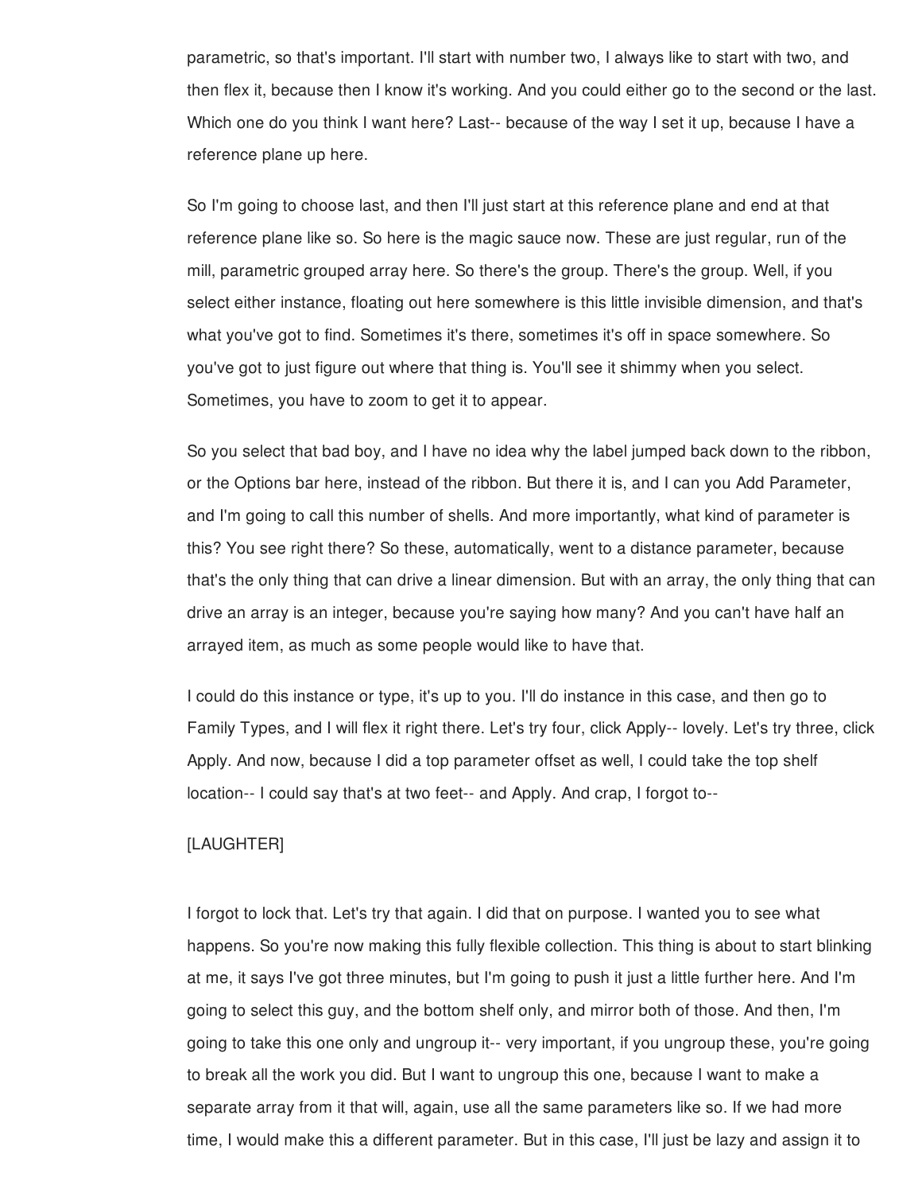parametric, so that's important. I'll start with number two, I always like to start with two, and then flex it, because then I know it's working. And you could either go to the second or the last. Which one do you think I want here? Last-- because of the way I set it up, because I have a reference plane up here.

So I'm going to choose last, and then I'll just start at this reference plane and end at that reference plane like so. So here is the magic sauce now. These are just regular, run of the mill, parametric grouped array here. So there's the group. There's the group. Well, if you select either instance, floating out here somewhere is this little invisible dimension, and that's what you've got to find. Sometimes it's there, sometimes it's off in space somewhere. So you've got to just figure out where that thing is. You'll see it shimmy when you select. Sometimes, you have to zoom to get it to appear.

So you select that bad boy, and I have no idea why the label jumped back down to the ribbon, or the Options bar here, instead of the ribbon. But there it is, and I can you Add Parameter, and I'm going to call this number of shells. And more importantly, what kind of parameter is this? You see right there? So these, automatically, went to a distance parameter, because that's the only thing that can drive a linear dimension. But with an array, the only thing that can drive an array is an integer, because you're saying how many? And you can't have half an arrayed item, as much as some people would like to have that.

I could do this instance or type, it's up to you. I'll do instance in this case, and then go to Family Types, and I will flex it right there. Let's try four, click Apply-- lovely. Let's try three, click Apply. And now, because I did a top parameter offset as well, I could take the top shelf location-- I could say that's at two feet-- and Apply. And crap, I forgot to--

[LAUGHTER]

I forgot to lock that. Let's try that again. I did that on purpose. I wanted you to see what happens. So you're now making this fully flexible collection. This thing is about to start blinking at me, it says I've got three minutes, but I'm going to push it just a little further here. And I'm going to select this guy, and the bottom shelf only, and mirror both of those. And then, I'm going to take this one only and ungroup it-- very important, if you ungroup these, you're going to break all the work you did. But I want to ungroup this one, because I want to make a separate array from it that will, again, use all the same parameters like so. If we had more time, I would make this a different parameter. But in this case, I'll just be lazy and assign it to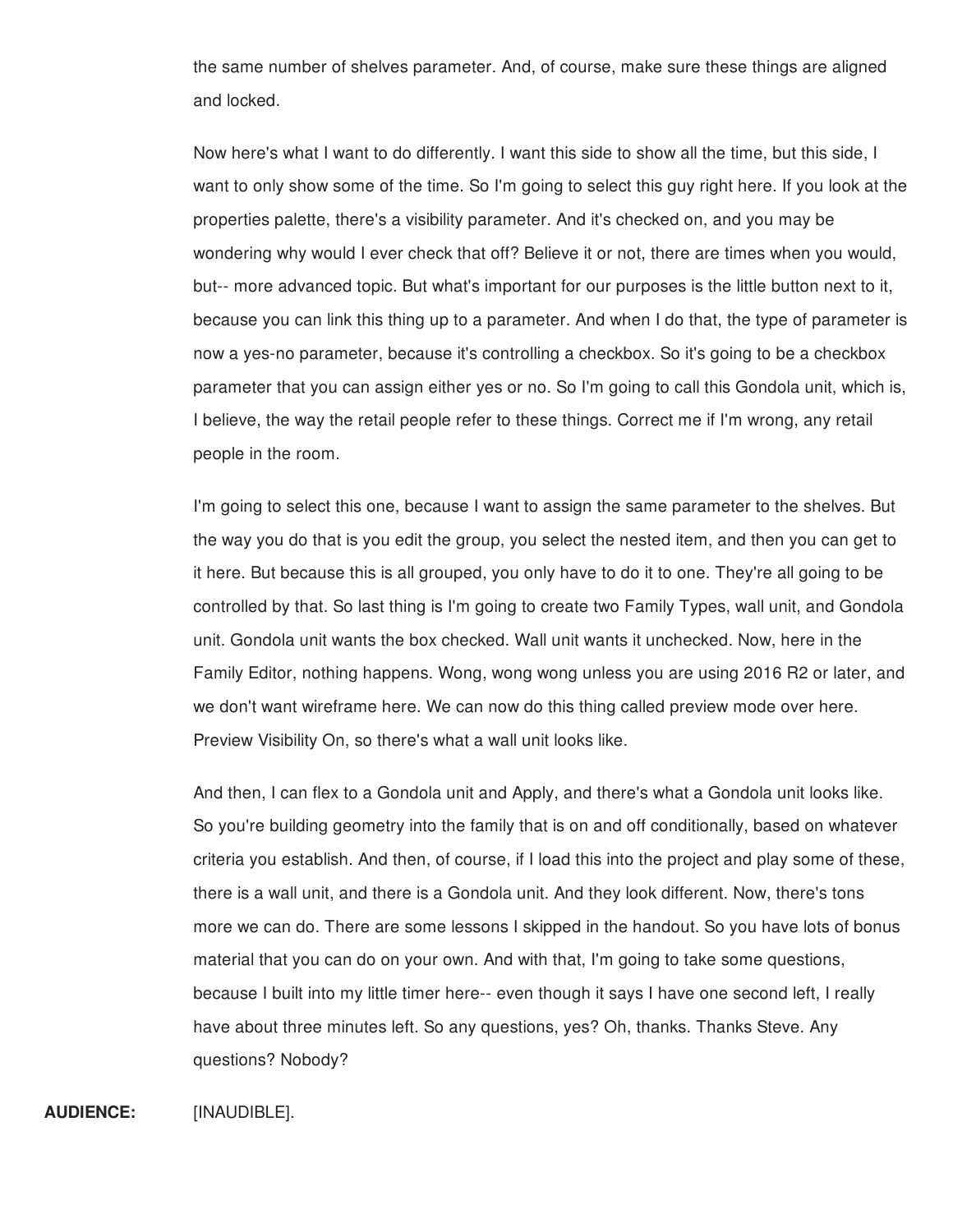the same number of shelves parameter. And, of course, make sure these things are aligned and locked.

Now here's what I want to do differently. I want this side to show all the time, but this side, I want to only show some of the time. So I'm going to select this guy right here. If you look at the properties palette, there's a visibility parameter. And it's checked on, and you may be wondering why would I ever check that off? Believe it or not, there are times when you would, but-- more advanced topic. But what's important for our purposes is the little button next to it, because you can link this thing up to a parameter. And when I do that, the type of parameter is now a yes-no parameter, because it's controlling a checkbox. So it's going to be a checkbox parameter that you can assign either yes or no. So I'm going to call this Gondola unit, which is, I believe, the way the retail people refer to these things. Correct me if I'm wrong, any retail people in the room.

I'm going to select this one, because I want to assign the same parameter to the shelves. But the way you do that is you edit the group, you select the nested item, and then you can get to it here. But because this is all grouped, you only have to do it to one. They're all going to be controlled by that. So last thing is I'm going to create two Family Types, wall unit, and Gondola unit. Gondola unit wants the box checked. Wall unit wants it unchecked. Now, here in the Family Editor, nothing happens. Wong, wong wong unless you are using 2016 R2 or later, and we don't want wireframe here. We can now do this thing called preview mode over here. Preview Visibility On, so there's what a wall unit looks like.

And then, I can flex to a Gondola unit and Apply, and there's what a Gondola unit looks like. So you're building geometry into the family that is on and off conditionally, based on whatever criteria you establish. And then, of course, if I load this into the project and play some of these, there is a wall unit, and there is a Gondola unit. And they look different. Now, there's tons more we can do. There are some lessons I skipped in the handout. So you have lots of bonus material that you can do on your own. And with that, I'm going to take some questions, because I built into my little timer here-- even though it says I have one second left, I really have about three minutes left. So any questions, yes? Oh, thanks. Thanks Steve. Any questions? Nobody?

**AUDIENCE:** [INAUDIBLE].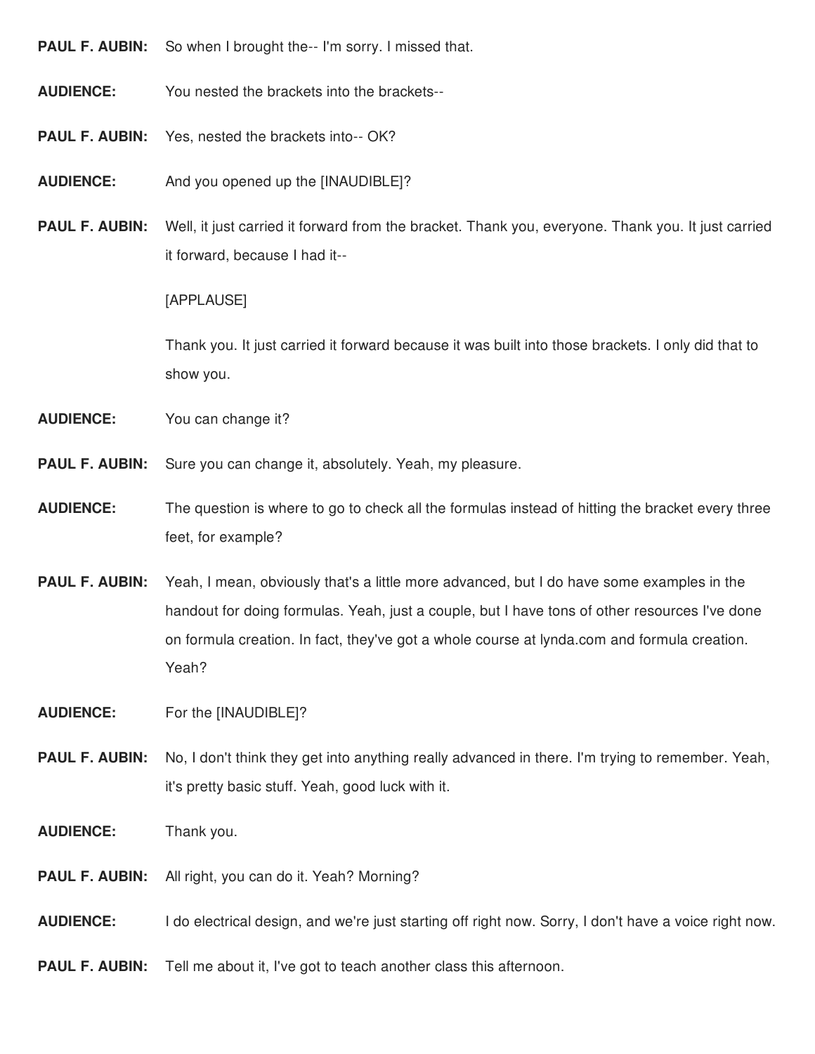**PAUL F. AUBIN:** So when I brought the-- I'm sorry. I missed that.

**AUDIENCE:** You nested the brackets into the brackets--

**PAUL F. AUBIN:** Yes, nested the brackets into-- OK?

**AUDIENCE:** And you opened up the [INAUDIBLE]?

**PAUL F. AUBIN:** Well, it just carried it forward from the bracket. Thank you, everyone. Thank you. It just carried it forward, because I had it--

[APPLAUSE]

Thank you. It just carried it forward because it was built into those brackets. I only did that to show you.

**AUDIENCE:** You can change it?

**PAUL F. AUBIN:** Sure you can change it, absolutely. Yeah, my pleasure.

**AUDIENCE:** The question is where to go to check all the formulas instead of hitting the bracket every three feet, for example?

**PAUL F. AUBIN:** Yeah, I mean, obviously that's a little more advanced, but I do have some examples in the handout for doing formulas. Yeah, just a couple, but I have tons of other resources I've done on formula creation. In fact, they've got a whole course at lynda.com and formula creation. Yeah?

**AUDIENCE:** For the [INAUDIBLE]?

**PAUL F. AUBIN:** No, I don't think they get into anything really advanced in there. I'm trying to remember. Yeah, it's pretty basic stuff. Yeah, good luck with it.

**AUDIENCE:** Thank you.

**PAUL F. AUBIN:** All right, you can do it. Yeah? Morning?

**AUDIENCE:** I do electrical design, and we're just starting off right now. Sorry, I don't have a voice right now.

**PAUL F. AUBIN:** Tell me about it, I've got to teach another class this afternoon.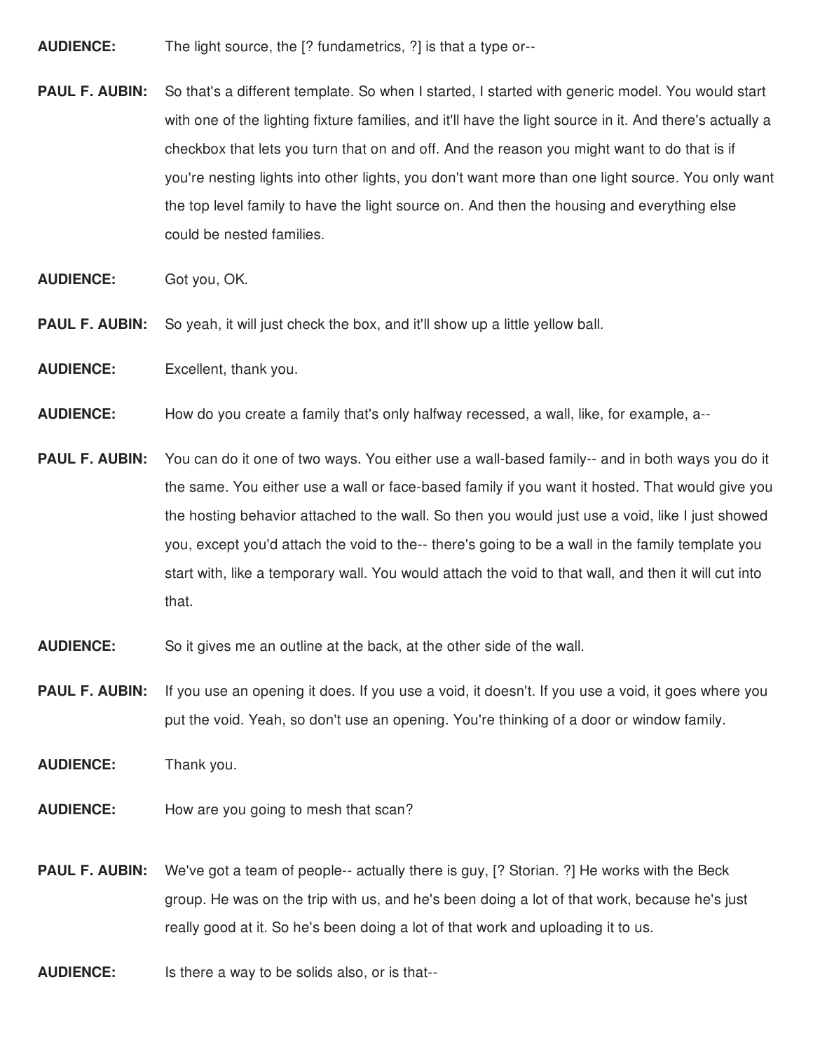**AUDIENCE:** The light source, the [? fundametrics, ?] is that a type or--

**PAUL F. AUBIN:** So that's a different template. So when I started, I started with generic model. You would start with one of the lighting fixture families, and it'll have the light source in it. And there's actually a checkbox that lets you turn that on and off. And the reason you might want to do that is if you're nesting lights into other lights, you don't want more than one light source. You only want the top level family to have the light source on. And then the housing and everything else could be nested families.

**AUDIENCE:** Got you, OK.

**PAUL F. AUBIN:** So yeah, it will just check the box, and it'll show up a little yellow ball.

**AUDIENCE:** Excellent, thank you.

**AUDIENCE:** How do you create a family that's only halfway recessed, a wall, like, for example, a--

**PAUL F. AUBIN:** You can do it one of two ways. You either use a wall-based family-- and in both ways you do it the same. You either use a wall or face-based family if you want it hosted. That would give you the hosting behavior attached to the wall. So then you would just use a void, like I just showed you, except you'd attach the void to the-- there's going to be a wall in the family template you start with, like a temporary wall. You would attach the void to that wall, and then it will cut into that.

**AUDIENCE:** So it gives me an outline at the back, at the other side of the wall.

**PAUL F. AUBIN:** If you use an opening it does. If you use a void, it doesn't. If you use a void, it goes where you put the void. Yeah, so don't use an opening. You're thinking of a door or window family.

**AUDIENCE:** Thank you.

**AUDIENCE:** How are you going to mesh that scan?

**PAUL F. AUBIN:** We've got a team of people-- actually there is guy, [? Storian. ?] He works with the Beck group. He was on the trip with us, and he's been doing a lot of that work, because he's just really good at it. So he's been doing a lot of that work and uploading it to us.

**AUDIENCE:** Is there a way to be solids also, or is that--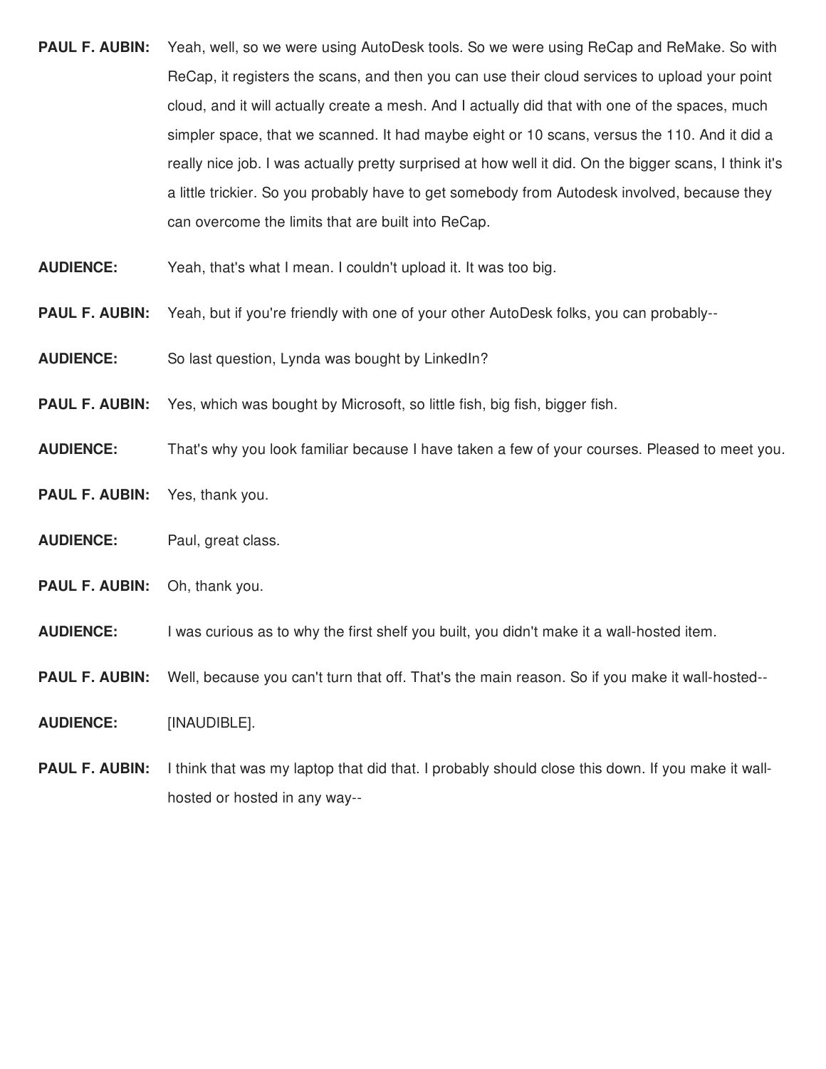**PAUL F. AUBIN:** Yeah, well, so we were using AutoDesk tools. So we were using ReCap and ReMake. So with ReCap, it registers the scans, and then you can use their cloud services to upload your point cloud, and it will actually create a mesh. And I actually did that with one of the spaces, much simpler space, that we scanned. It had maybe eight or 10 scans, versus the 110. And it did a really nice job. I was actually pretty surprised at how well it did. On the bigger scans, I think it's a little trickier. So you probably have to get somebody from Autodesk involved, because they can overcome the limits that are built into ReCap.

**AUDIENCE:** Yeah, that's what I mean. I couldn't upload it. It was too big.

**PAUL F. AUBIN:** Yeah, but if you're friendly with one of your other AutoDesk folks, you can probably--

**AUDIENCE:** So last question, Lynda was bought by LinkedIn?

**PAUL F. AUBIN:** Yes, which was bought by Microsoft, so little fish, big fish, bigger fish.

**AUDIENCE:** That's why you look familiar because I have taken a few of your courses. Pleased to meet you.

**PAUL F. AUBIN:** Yes, thank you.

**AUDIENCE:** Paul, great class.

**PAUL F. AUBIN:** Oh, thank you.

**AUDIENCE:** I was curious as to why the first shelf you built, you didn't make it a wall-hosted item.

**PAUL F. AUBIN:** Well, because you can't turn that off. That's the main reason. So if you make it wall-hosted--

**AUDIENCE:** [INAUDIBLE].

**PAUL F. AUBIN:** I think that was my laptop that did that. I probably should close this down. If you make it wall-hosted or hosted in any way--